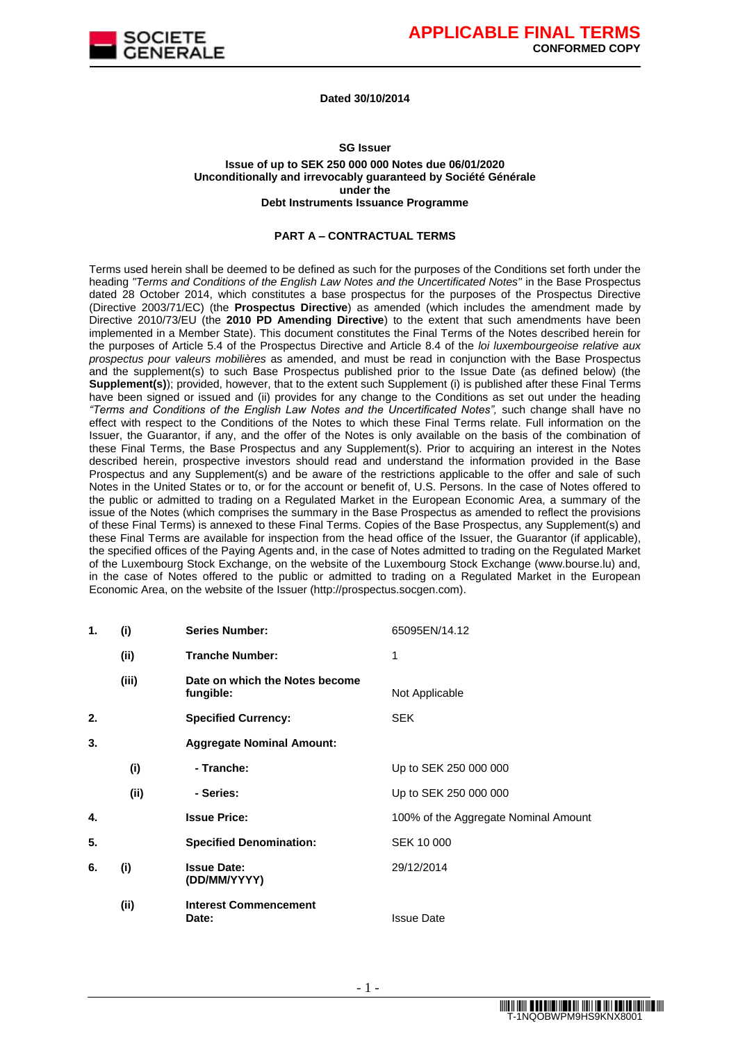**APPLICABLE FINAL TERMS**
**CONFORMED COPY**

**Dated 30/10/2014**

**SG Issuer**

**Issue of up to SEK 250 000 000 Notes due 06/01/2020**
**Unconditionally and irrevocably guaranteed by Société Générale**
**under the**
**Debt Instruments Issuance Programme**

## PART A – CONTRACTUAL TERMS

Terms used herein shall be deemed to be defined as such for the purposes of the Conditions set forth under the heading *"Terms and Conditions of the English Law Notes and the Uncertificated Notes"* in the Base Prospectus dated 28 October 2014, which constitutes a base prospectus for the purposes of the Prospectus Directive (Directive 2003/71/EC) (the **Prospectus Directive**) as amended (which includes the amendment made by Directive 2010/73/EU (the **2010 PD Amending Directive**) to the extent that such amendments have been implemented in a Member State). This document constitutes the Final Terms of the Notes described herein for the purposes of Article 5.4 of the Prospectus Directive and Article 8.4 of the *loi luxembourgeoise relative aux prospectus pour valeurs mobilières* as amended, and must be read in conjunction with the Base Prospectus and the supplement(s) to such Base Prospectus published prior to the Issue Date (as defined below) (the **Supplement(s)**); provided, however, that to the extent such Supplement (i) is published after these Final Terms have been signed or issued and (ii) provides for any change to the Conditions as set out under the heading *"Terms and Conditions of the English Law Notes and the Uncertificated Notes",* such change shall have no effect with respect to the Conditions of the Notes to which these Final Terms relate. Full information on the Issuer, the Guarantor, if any, and the offer of the Notes is only available on the basis of the combination of these Final Terms, the Base Prospectus and any Supplement(s). Prior to acquiring an interest in the Notes described herein, prospective investors should read and understand the information provided in the Base Prospectus and any Supplement(s) and be aware of the restrictions applicable to the offer and sale of such Notes in the United States or to, or for the account or benefit of, U.S. Persons. In the case of Notes offered to the public or admitted to trading on a Regulated Market in the European Economic Area, a summary of the issue of the Notes (which comprises the summary in the Base Prospectus as amended to reflect the provisions of these Final Terms) is annexed to these Final Terms. Copies of the Base Prospectus, any Supplement(s) and these Final Terms are available for inspection from the head office of the Issuer, the Guarantor (if applicable), the specified offices of the Paying Agents and, in the case of Notes admitted to trading on the Regulated Market of the Luxembourg Stock Exchange, on the website of the Luxembourg Stock Exchange (www.bourse.lu) and, in the case of Notes offered to the public or admitted to trading on a Regulated Market in the European Economic Area, on the website of the Issuer (http://prospectus.socgen.com).

| | | | |
|---|---|---|---|
| **1.** | **(i)** | **Series Number:** | 65095EN/14.12 |
| | **(ii)** | **Tranche Number:** | 1 |
| | **(iii)** | **Date on which the Notes become fungible:** | Not Applicable |
| **2.** | | **Specified Currency:** | SEK |
| **3.** | | **Aggregate Nominal Amount:** | |
| | **(i)** | **- Tranche:** | Up to SEK 250 000 000 |
| | **(ii)** | **- Series:** | Up to SEK 250 000 000 |
| **4.** | | **Issue Price:** | 100% of the Aggregate Nominal Amount |
| **5.** | | **Specified Denomination:** | SEK 10 000 |
| **6.** | **(i)** | **Issue Date: (DD/MM/YYYY)** | 29/12/2014 |
| | **(ii)** | **Interest Commencement Date:** | Issue Date |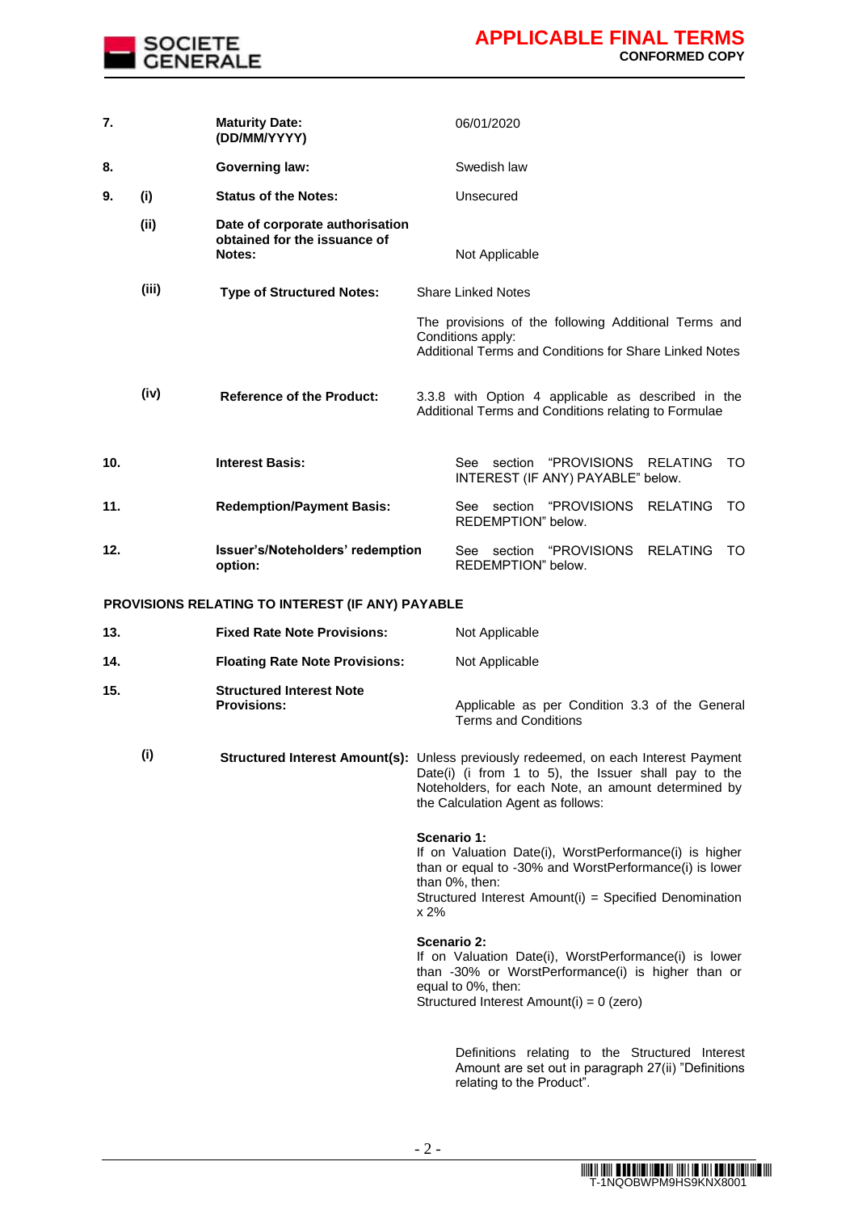| | | | |
|---|---|---|---|
| **7.** | | **Maturity Date: (DD/MM/YYYY)** | 06/01/2020 |
| **8.** | | **Governing law:** | Swedish law |
| **9.** | **(i)** | **Status of the Notes:** | Unsecured |
| | **(ii)** | **Date of corporate authorisation obtained for the issuance of Notes:** | Not Applicable |
| | **(iii)** | **Type of Structured Notes:** | Share Linked Notes<br><br>The provisions of the following Additional Terms and Conditions apply:<br>Additional Terms and Conditions for Share Linked Notes |
| | **(iv)** | **Reference of the Product:** | 3.3.8 with Option 4 applicable as described in the Additional Terms and Conditions relating to Formulae |
| **10.** | | **Interest Basis:** | See section "PROVISIONS RELATING TO INTEREST (IF ANY) PAYABLE" below. |
| **11.** | | **Redemption/Payment Basis:** | See section "PROVISIONS RELATING TO REDEMPTION" below. |
| **12.** | | **Issuer's/Noteholders' redemption option:** | See section "PROVISIONS RELATING TO REDEMPTION" below. |

**PROVISIONS RELATING TO INTEREST (IF ANY) PAYABLE**

| | | | |
|---|---|---|---|
| **13.** | | **Fixed Rate Note Provisions:** | Not Applicable |
| **14.** | | **Floating Rate Note Provisions:** | Not Applicable |
| **15.** | | **Structured Interest Note Provisions:** | Applicable as per Condition 3.3 of the General Terms and Conditions |
| | **(i)** | **Structured Interest Amount(s):** | Unless previously redeemed, on each Interest Payment Date(i) (i from 1 to 5), the Issuer shall pay to the Noteholders, for each Note, an amount determined by the Calculation Agent as follows:<br><br>**Scenario 1:**<br>If on Valuation Date(i), WorstPerformance(i) is higher than or equal to -30% and WorstPerformance(i) is lower than 0%, then:<br>Structured Interest Amount(i) = Specified Denomination x 2%<br><br>**Scenario 2:**<br>If on Valuation Date(i), WorstPerformance(i) is lower than -30% or WorstPerformance(i) is higher than or equal to 0%, then:<br>Structured Interest Amount(i) = 0 (zero)<br><br>Definitions relating to the Structured Interest Amount are set out in paragraph 27(ii) "Definitions relating to the Product". |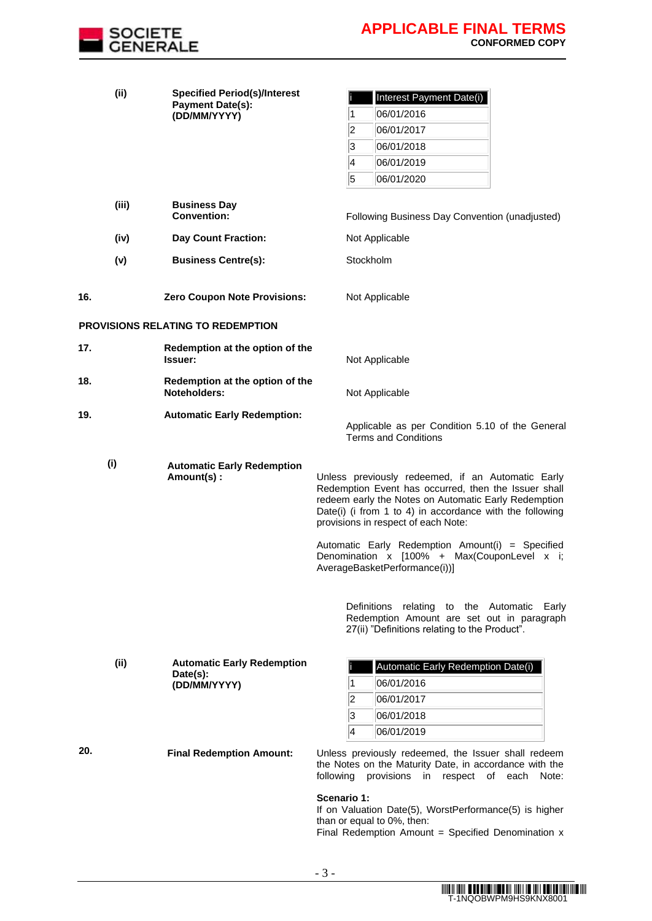| | | |
|---|---|---|
| **(ii)** | **Specified Period(s)/Interest Payment Date(s): (DD/MM/YYYY)** | |

| i | Interest Payment Date(i) |
|---|---|
| 1 | 06/01/2016 |
| 2 | 06/01/2017 |
| 3 | 06/01/2018 |
| 4 | 06/01/2019 |
| 5 | 06/01/2020 |

| | | |
|---|---|---|
| **(iii)** | **Business Day Convention:** | Following Business Day Convention (unadjusted) |
| **(iv)** | **Day Count Fraction:** | Not Applicable |
| **(v)** | **Business Centre(s):** | Stockholm |

**16.** **Zero Coupon Note Provisions:** Not Applicable

**PROVISIONS RELATING TO REDEMPTION**

**17.** **Redemption at the option of the Issuer:** Not Applicable

**18.** **Redemption at the option of the Noteholders:** Not Applicable

**19.** **Automatic Early Redemption:** Applicable as per Condition 5.10 of the General Terms and Conditions

**(i)** **Automatic Early Redemption Amount(s) :**

Unless previously redeemed, if an Automatic Early Redemption Event has occurred, then the Issuer shall redeem early the Notes on Automatic Early Redemption Date(i) (i from 1 to 4) in accordance with the following provisions in respect of each Note:

Automatic Early Redemption Amount(i) = Specified Denomination x [100% + Max(CouponLevel x i; AverageBasketPerformance(i))]

Definitions relating to the Automatic Early Redemption Amount are set out in paragraph 27(ii) "Definitions relating to the Product".

**(ii)** **Automatic Early Redemption Date(s): (DD/MM/YYYY)**

| i | Automatic Early Redemption Date(i) |
|---|---|
| 1 | 06/01/2016 |
| 2 | 06/01/2017 |
| 3 | 06/01/2018 |
| 4 | 06/01/2019 |

**20.** **Final Redemption Amount:**

Unless previously redeemed, the Issuer shall redeem the Notes on the Maturity Date, in accordance with the following provisions in respect of each Note:

**Scenario 1:**
If on Valuation Date(5), WorstPerformance(5) is higher than or equal to 0%, then:
Final Redemption Amount = Specified Denomination x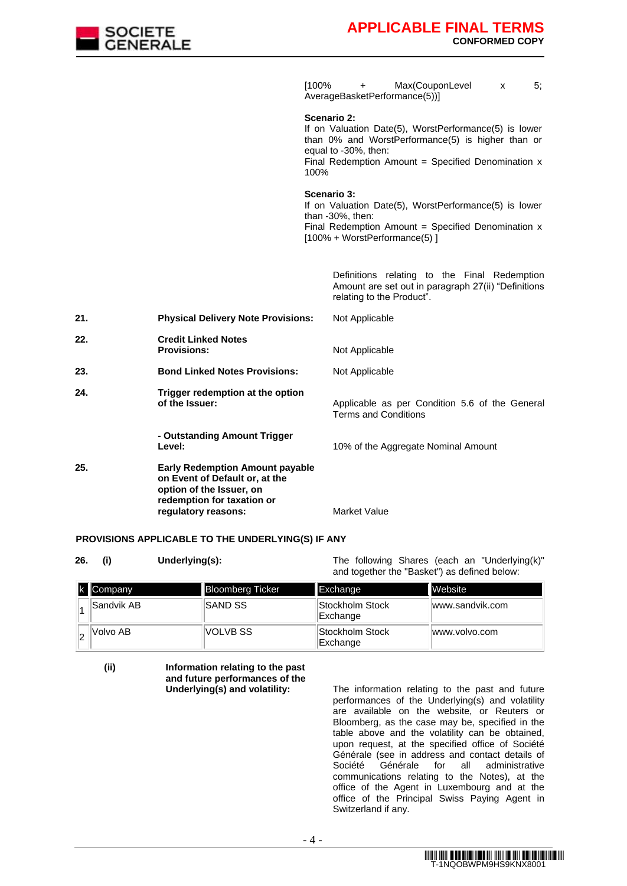[100% + Max(CouponLevel x 5; AverageBasketPerformance(5))]

**Scenario 2:**
If on Valuation Date(5), WorstPerformance(5) is lower than 0% and WorstPerformance(5) is higher than or equal to -30%, then:
Final Redemption Amount = Specified Denomination x 100%

**Scenario 3:**
If on Valuation Date(5), WorstPerformance(5) is lower than -30%, then:
Final Redemption Amount = Specified Denomination x [100% + WorstPerformance(5) ]

Definitions relating to the Final Redemption Amount are set out in paragraph 27(ii) "Definitions relating to the Product".

**21. Physical Delivery Note Provisions:** Not Applicable

**22. Credit Linked Notes Provisions:** Not Applicable

**23. Bond Linked Notes Provisions:** Not Applicable

**24. Trigger redemption at the option of the Issuer:** Applicable as per Condition 5.6 of the General Terms and Conditions

**- Outstanding Amount Trigger Level:** 10% of the Aggregate Nominal Amount

**25. Early Redemption Amount payable on Event of Default or, at the option of the Issuer, on redemption for taxation or regulatory reasons:** Market Value

**PROVISIONS APPLICABLE TO THE UNDERLYING(S) IF ANY**

**26. (i) Underlying(s):** The following Shares (each an "Underlying(k)" and together the "Basket") as defined below:

| k | Company | Bloomberg Ticker | Exchange | Website |
|---|---|---|---|---|
| 1 | Sandvik AB | SAND SS | Stockholm Stock Exchange | www.sandvik.com |
| 2 | Volvo AB | VOLVB SS | Stockholm Stock Exchange | www.volvo.com |

**(ii) Information relating to the past and future performances of the Underlying(s) and volatility:** The information relating to the past and future performances of the Underlying(s) and volatility are available on the website, or Reuters or Bloomberg, as the case may be, specified in the table above and the volatility can be obtained, upon request, at the specified office of Société Générale (see in address and contact details of Société Générale for all administrative communications relating to the Notes), at the office of the Agent in Luxembourg and at the office of the Principal Swiss Paying Agent in Switzerland if any.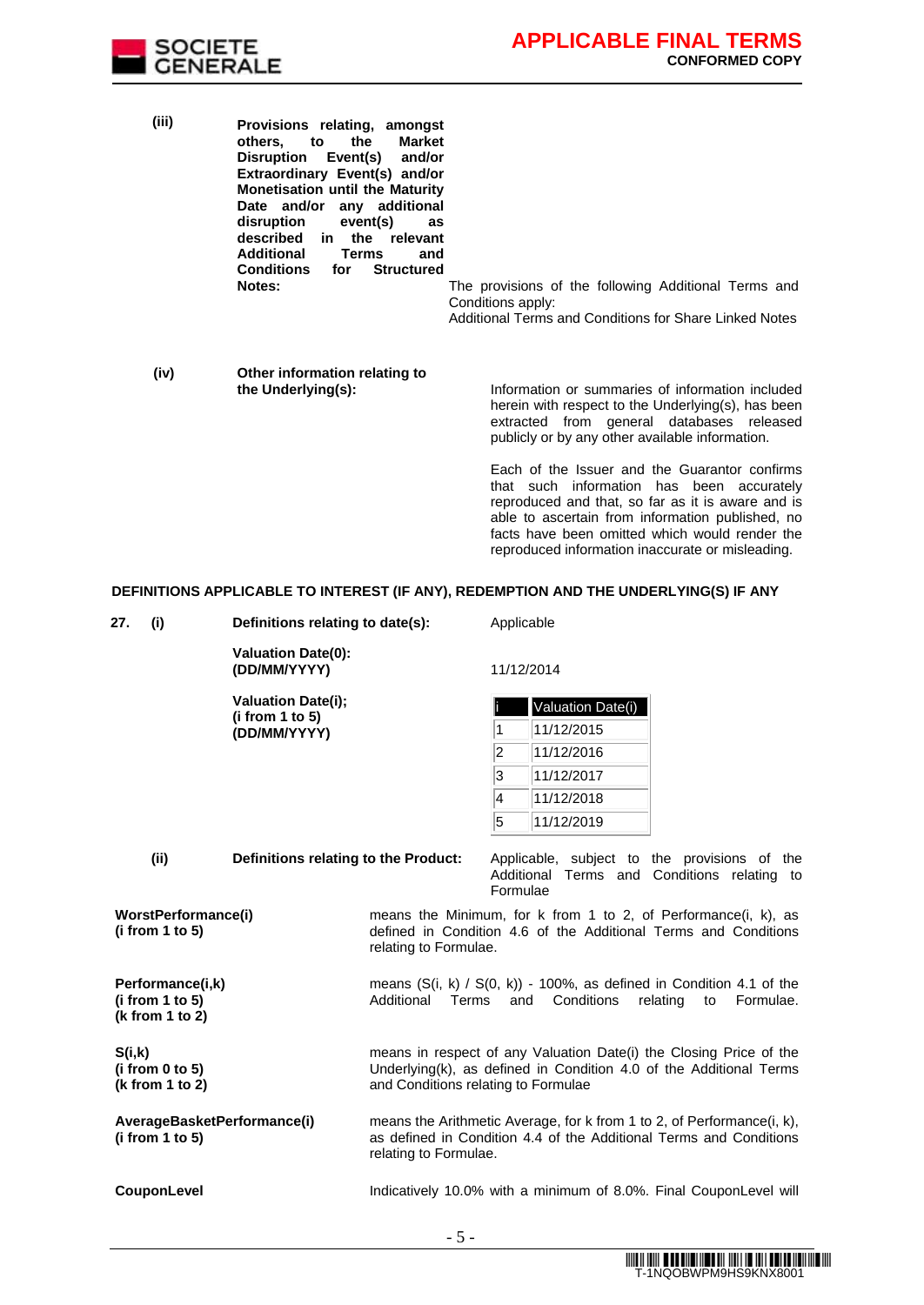| | | |
|---|---|---|
| **(iii)** | **Provisions relating, amongst others, to the Market Disruption Event(s) and/or Extraordinary Event(s) and/or Monetisation until the Maturity Date and/or any additional disruption event(s) as described in the relevant Additional Terms and Conditions for Structured Notes:** | The provisions of the following Additional Terms and Conditions apply: Additional Terms and Conditions for Share Linked Notes |
| **(iv)** | **Other information relating to the Underlying(s):** | Information or summaries of information included herein with respect to the Underlying(s), has been extracted from general databases released publicly or by any other available information.<br><br>Each of the Issuer and the Guarantor confirms that such information has been accurately reproduced and that, so far as it is aware and is able to ascertain from information published, no facts have been omitted which would render the reproduced information inaccurate or misleading. |

**DEFINITIONS APPLICABLE TO INTEREST (IF ANY), REDEMPTION AND THE UNDERLYING(S) IF ANY**

**27. (i) Definitions relating to date(s):** Applicable

**Valuation Date(0): (DD/MM/YYYY)** 11/12/2014

**Valuation Date(i); (i from 1 to 5) (DD/MM/YYYY)**

| i | Valuation Date(i) |
|---|---|
| 1 | 11/12/2015 |
| 2 | 11/12/2016 |
| 3 | 11/12/2017 |
| 4 | 11/12/2018 |
| 5 | 11/12/2019 |

**(ii) Definitions relating to the Product:** Applicable, subject to the provisions of the Additional Terms and Conditions relating to Formulae

| | |
|---|---|
| **WorstPerformance(i)**<br>**(i from 1 to 5)** | means the Minimum, for k from 1 to 2, of Performance(i, k), as defined in Condition 4.6 of the Additional Terms and Conditions relating to Formulae. |
| **Performance(i,k)**<br>**(i from 1 to 5)**<br>**(k from 1 to 2)** | means (S(i, k) / S(0, k)) - 100%, as defined in Condition 4.1 of the Additional Terms and Conditions relating to Formulae. |
| **S(i,k)**<br>**(i from 0 to 5)**<br>**(k from 1 to 2)** | means in respect of any Valuation Date(i) the Closing Price of the Underlying(k), as defined in Condition 4.0 of the Additional Terms and Conditions relating to Formulae |
| **AverageBasketPerformance(i)**<br>**(i from 1 to 5)** | means the Arithmetic Average, for k from 1 to 2, of Performance(i, k), as defined in Condition 4.4 of the Additional Terms and Conditions relating to Formulae. |
| **CouponLevel** | Indicatively 10.0% with a minimum of 8.0%. Final CouponLevel will |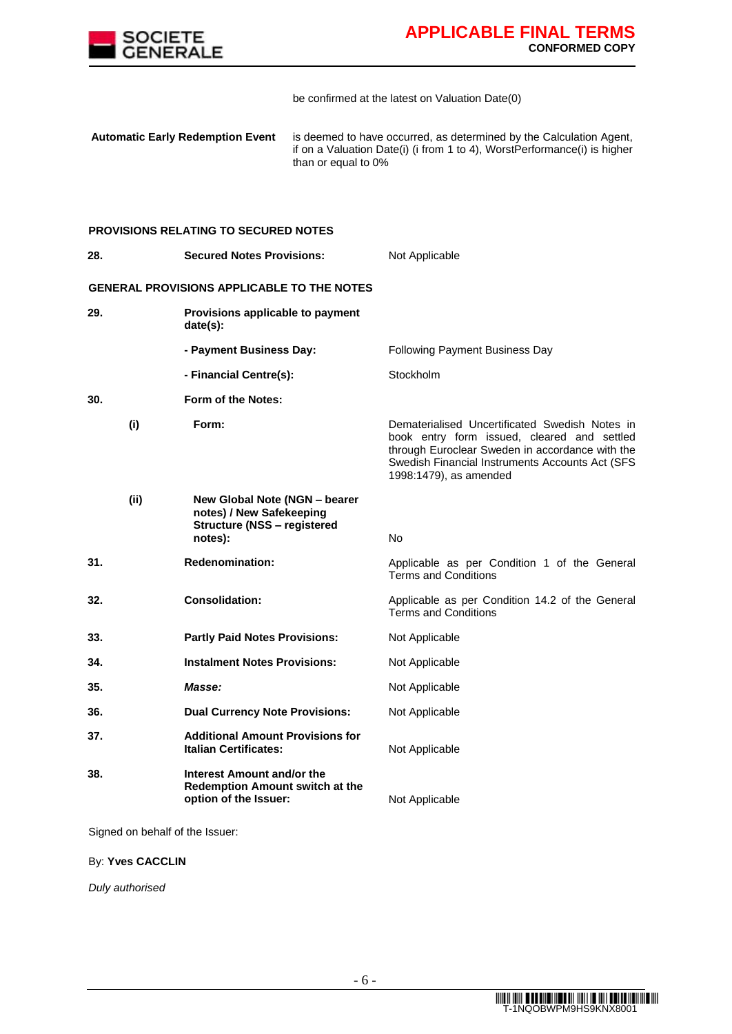| | |
|---|---|
| | be confirmed at the latest on Valuation Date(0) |
| **Automatic Early Redemption Event** | is deemed to have occurred, as determined by the Calculation Agent, if on a Valuation Date(i) (i from 1 to 4), WorstPerformance(i) is higher than or equal to 0% |

**PROVISIONS RELATING TO SECURED NOTES**

| | | | |
|---|---|---|---|
| **28.** | | **Secured Notes Provisions:** | Not Applicable |

**GENERAL PROVISIONS APPLICABLE TO THE NOTES**

| | | | |
|---|---|---|---|
| **29.** | | **Provisions applicable to payment date(s):** | |
| | | **- Payment Business Day:** | Following Payment Business Day |
| | | **- Financial Centre(s):** | Stockholm |
| **30.** | | **Form of the Notes:** | |
| | **(i)** | **Form:** | Dematerialised Uncertificated Swedish Notes in book entry form issued, cleared and settled through Euroclear Sweden in accordance with the Swedish Financial Instruments Accounts Act (SFS 1998:1479), as amended |
| | **(ii)** | **New Global Note (NGN – bearer notes) / New Safekeeping Structure (NSS – registered notes):** | No |
| **31.** | | **Redenomination:** | Applicable as per Condition 1 of the General Terms and Conditions |
| **32.** | | **Consolidation:** | Applicable as per Condition 14.2 of the General Terms and Conditions |
| **33.** | | **Partly Paid Notes Provisions:** | Not Applicable |
| **34.** | | **Instalment Notes Provisions:** | Not Applicable |
| **35.** | | ***Masse:*** | Not Applicable |
| **36.** | | **Dual Currency Note Provisions:** | Not Applicable |
| **37.** | | **Additional Amount Provisions for Italian Certificates:** | Not Applicable |
| **38.** | | **Interest Amount and/or the Redemption Amount switch at the option of the Issuer:** | Not Applicable |

Signed on behalf of the Issuer:

By: **Yves CACCLIN**

*Duly authorised*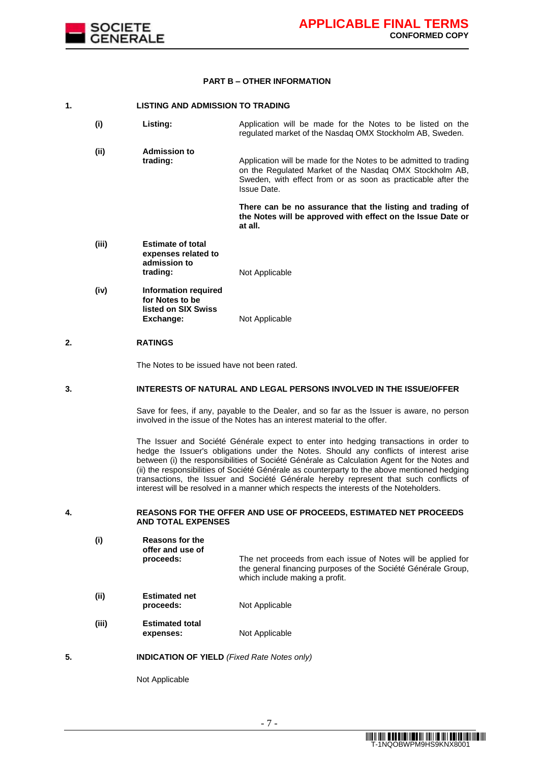## PART B – OTHER INFORMATION

### 1. LISTING AND ADMISSION TO TRADING

| | | |
|---|---|---|
| (i) | **Listing:** | Application will be made for the Notes to be listed on the regulated market of the Nasdaq OMX Stockholm AB, Sweden. |
| (ii) | **Admission to trading:** | Application will be made for the Notes to be admitted to trading on the Regulated Market of the Nasdaq OMX Stockholm AB, Sweden, with effect from or as soon as practicable after the Issue Date.<br><br>**There can be no assurance that the listing and trading of the Notes will be approved with effect on the Issue Date or at all.** |
| (iii) | **Estimate of total expenses related to admission to trading:** | Not Applicable |
| (iv) | **Information required for Notes to be listed on SIX Swiss Exchange:** | Not Applicable |

### 2. RATINGS

The Notes to be issued have not been rated.

### 3. INTERESTS OF NATURAL AND LEGAL PERSONS INVOLVED IN THE ISSUE/OFFER

Save for fees, if any, payable to the Dealer, and so far as the Issuer is aware, no person involved in the issue of the Notes has an interest material to the offer.

The Issuer and Société Générale expect to enter into hedging transactions in order to hedge the Issuer's obligations under the Notes. Should any conflicts of interest arise between (i) the responsibilities of Société Générale as Calculation Agent for the Notes and (ii) the responsibilities of Société Générale as counterparty to the above mentioned hedging transactions, the Issuer and Société Générale hereby represent that such conflicts of interest will be resolved in a manner which respects the interests of the Noteholders.

### 4. REASONS FOR THE OFFER AND USE OF PROCEEDS, ESTIMATED NET PROCEEDS AND TOTAL EXPENSES

| | | |
|---|---|---|
| (i) | **Reasons for the offer and use of proceeds:** | The net proceeds from each issue of Notes will be applied for the general financing purposes of the Société Générale Group, which include making a profit. |
| (ii) | **Estimated net proceeds:** | Not Applicable |
| (iii) | **Estimated total expenses:** | Not Applicable |

### 5. INDICATION OF YIELD *(Fixed Rate Notes only)*

Not Applicable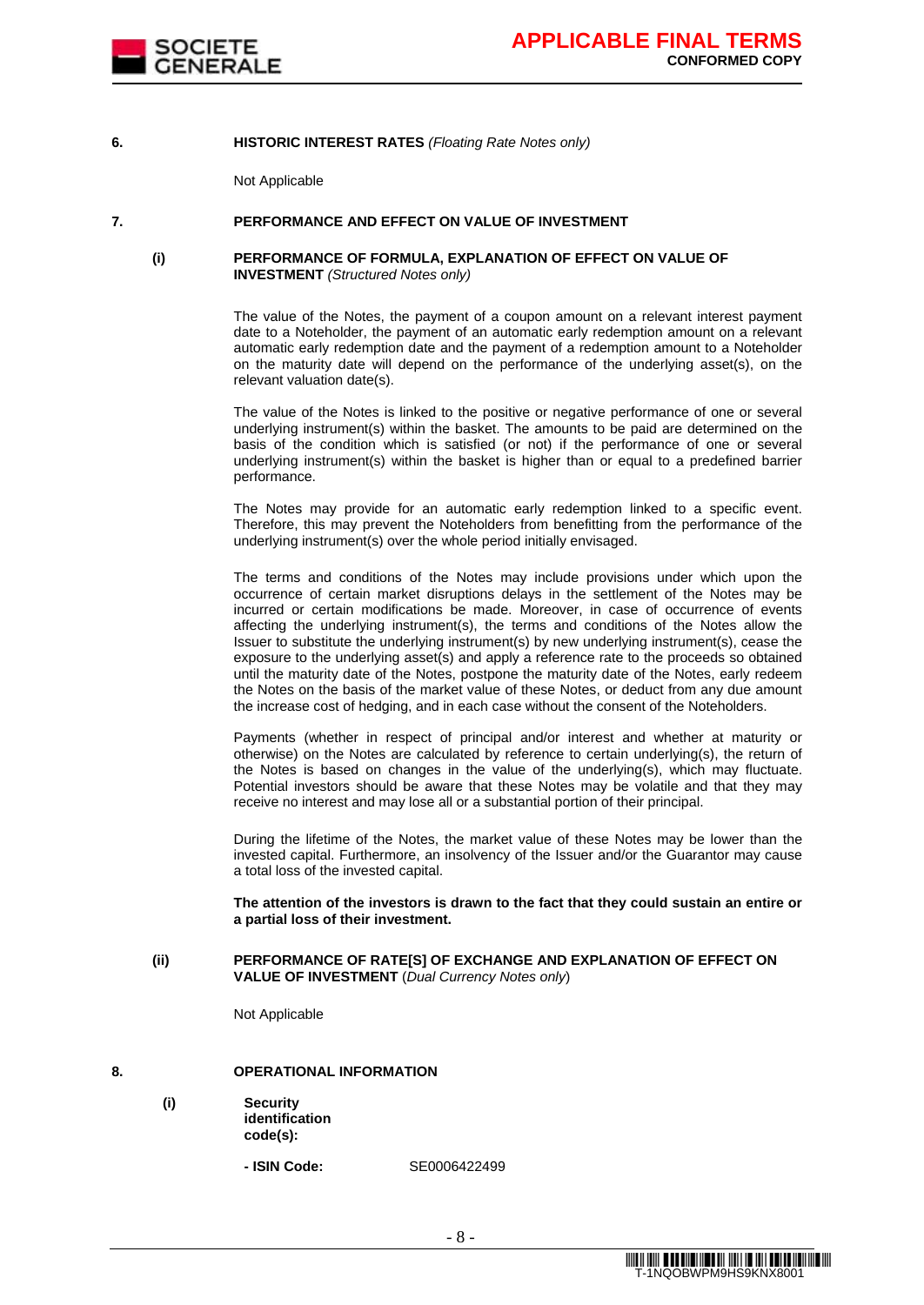**6. HISTORIC INTEREST RATES** *(Floating Rate Notes only)*

Not Applicable

**7. PERFORMANCE AND EFFECT ON VALUE OF INVESTMENT**

**(i) PERFORMANCE OF FORMULA, EXPLANATION OF EFFECT ON VALUE OF INVESTMENT** *(Structured Notes only)*

The value of the Notes, the payment of a coupon amount on a relevant interest payment date to a Noteholder, the payment of an automatic early redemption amount on a relevant automatic early redemption date and the payment of a redemption amount to a Noteholder on the maturity date will depend on the performance of the underlying asset(s), on the relevant valuation date(s).

The value of the Notes is linked to the positive or negative performance of one or several underlying instrument(s) within the basket. The amounts to be paid are determined on the basis of the condition which is satisfied (or not) if the performance of one or several underlying instrument(s) within the basket is higher than or equal to a predefined barrier performance.

The Notes may provide for an automatic early redemption linked to a specific event. Therefore, this may prevent the Noteholders from benefitting from the performance of the underlying instrument(s) over the whole period initially envisaged.

The terms and conditions of the Notes may include provisions under which upon the occurrence of certain market disruptions delays in the settlement of the Notes may be incurred or certain modifications be made. Moreover, in case of occurrence of events affecting the underlying instrument(s), the terms and conditions of the Notes allow the Issuer to substitute the underlying instrument(s) by new underlying instrument(s), cease the exposure to the underlying asset(s) and apply a reference rate to the proceeds so obtained until the maturity date of the Notes, postpone the maturity date of the Notes, early redeem the Notes on the basis of the market value of these Notes, or deduct from any due amount the increase cost of hedging, and in each case without the consent of the Noteholders.

Payments (whether in respect of principal and/or interest and whether at maturity or otherwise) on the Notes are calculated by reference to certain underlying(s), the return of the Notes is based on changes in the value of the underlying(s), which may fluctuate. Potential investors should be aware that these Notes may be volatile and that they may receive no interest and may lose all or a substantial portion of their principal.

During the lifetime of the Notes, the market value of these Notes may be lower than the invested capital. Furthermore, an insolvency of the Issuer and/or the Guarantor may cause a total loss of the invested capital.

**The attention of the investors is drawn to the fact that they could sustain an entire or a partial loss of their investment.**

**(ii) PERFORMANCE OF RATE[S] OF EXCHANGE AND EXPLANATION OF EFFECT ON VALUE OF INVESTMENT** (*Dual Currency Notes only*)

Not Applicable

**8. OPERATIONAL INFORMATION**

**(i) Security identification code(s):**

**- ISIN Code:** SE0006422499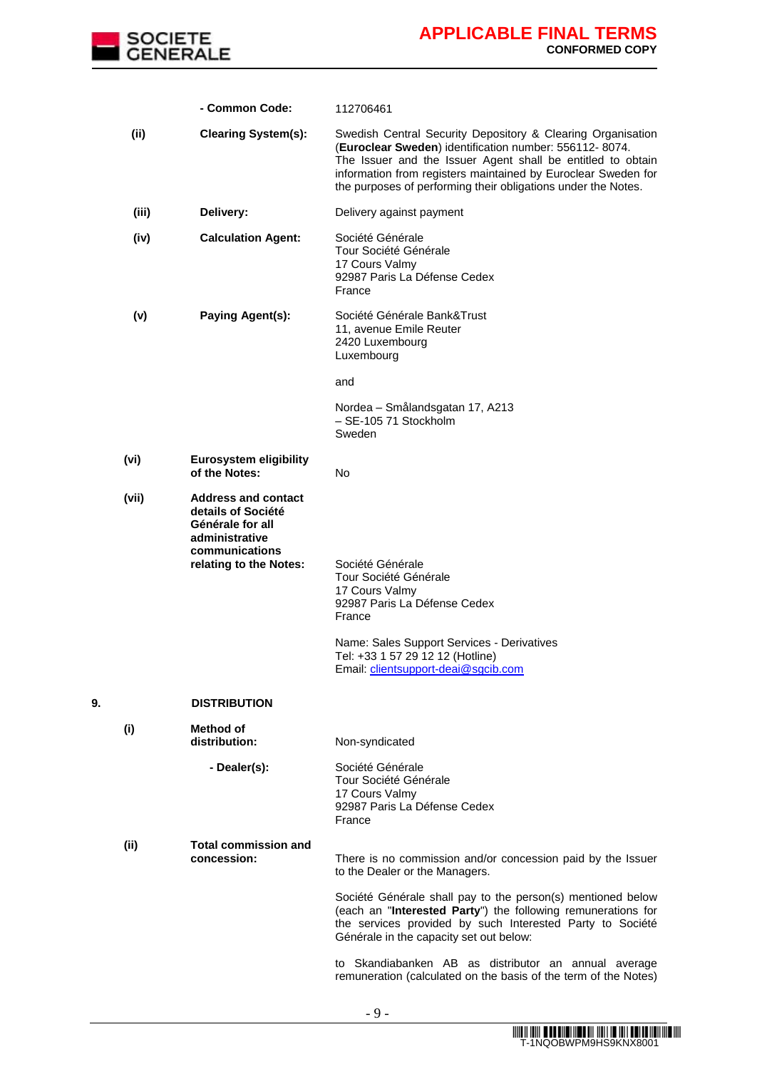| | | |
|---|---|---|
| | **- Common Code:** | 112706461 |
| **(ii)** | **Clearing System(s):** | Swedish Central Security Depository & Clearing Organisation (**Euroclear Sweden**) identification number: 556112- 8074. The Issuer and the Issuer Agent shall be entitled to obtain information from registers maintained by Euroclear Sweden for the purposes of performing their obligations under the Notes. |
| **(iii)** | **Delivery:** | Delivery against payment |
| **(iv)** | **Calculation Agent:** | Société Générale<br>Tour Société Générale<br>17 Cours Valmy<br>92987 Paris La Défense Cedex<br>France |
| **(v)** | **Paying Agent(s):** | Société Générale Bank&Trust<br>11, avenue Emile Reuter<br>2420 Luxembourg<br>Luxembourg<br><br>and<br><br>Nordea – Smålandsgatan 17, A213<br>– SE-105 71 Stockholm<br>Sweden |
| **(vi)** | **Eurosystem eligibility of the Notes:** | No |
| **(vii)** | **Address and contact details of Société Générale for all administrative communications relating to the Notes:** | Société Générale<br>Tour Société Générale<br>17 Cours Valmy<br>92987 Paris La Défense Cedex<br>France<br><br>Name: Sales Support Services - Derivatives<br>Tel: +33 1 57 29 12 12 (Hotline)<br>Email: clientsupport-deai@sgcib.com |

**9. DISTRIBUTION**

| | | |
|---|---|---|
| **(i)** | **Method of distribution:** | Non-syndicated |
| | **- Dealer(s):** | Société Générale<br>Tour Société Générale<br>17 Cours Valmy<br>92987 Paris La Défense Cedex<br>France |
| **(ii)** | **Total commission and concession:** | There is no commission and/or concession paid by the Issuer to the Dealer or the Managers.<br><br>Société Générale shall pay to the person(s) mentioned below (each an "**Interested Party**") the following remunerations for the services provided by such Interested Party to Société Générale in the capacity set out below:<br><br>to Skandiabanken AB as distributor an annual average remuneration (calculated on the basis of the term of the Notes) |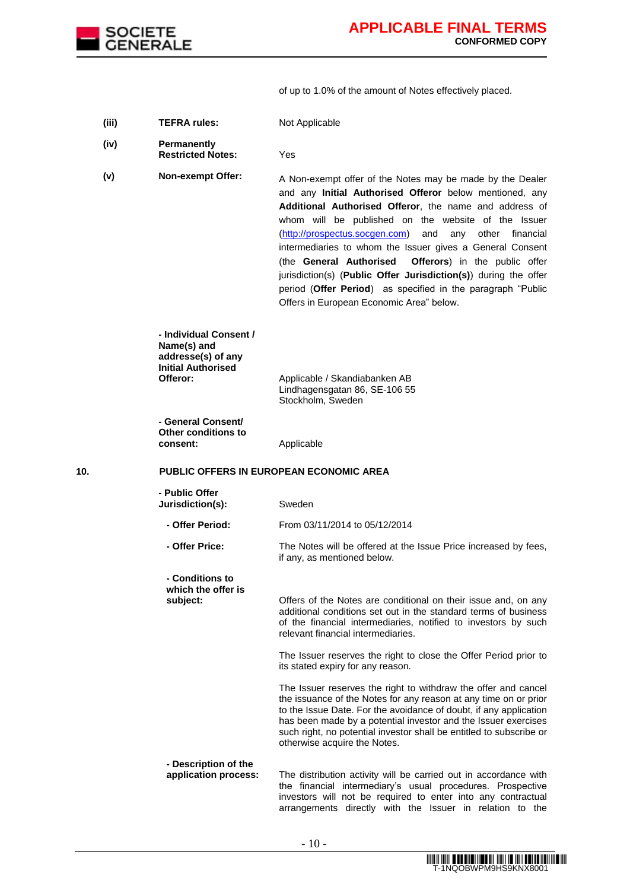of up to 1.0% of the amount of Notes effectively placed.

| | | |
|---|---|---|
| **(iii)** | **TEFRA rules:** | Not Applicable |
| **(iv)** | **Permanently Restricted Notes:** | Yes |
| **(v)** | **Non-exempt Offer:** | A Non-exempt offer of the Notes may be made by the Dealer and any **Initial Authorised Offeror** below mentioned, any **Additional Authorised Offeror**, the name and address of whom will be published on the website of the Issuer (http://prospectus.socgen.com) and any other financial intermediaries to whom the Issuer gives a General Consent (the **General Authorised Offerors**) in the public offer jurisdiction(s) (**Public Offer Jurisdiction(s)**) during the offer period (**Offer Period**) as specified in the paragraph "Public Offers in European Economic Area" below. |
| | **- Individual Consent / Name(s) and addresse(s) of any Initial Authorised Offeror:** | Applicable / Skandiabanken AB Lindhagensgatan 86, SE-106 55 Stockholm, Sweden |
| | **- General Consent/ Other conditions to consent:** | Applicable |

**10. PUBLIC OFFERS IN EUROPEAN ECONOMIC AREA**

| | |
|---|---|
| **- Public Offer Jurisdiction(s):** | Sweden |
| **- Offer Period:** | From 03/11/2014 to 05/12/2014 |
| **- Offer Price:** | The Notes will be offered at the Issue Price increased by fees, if any, as mentioned below. |
| **- Conditions to which the offer is subject:** | Offers of the Notes are conditional on their issue and, on any additional conditions set out in the standard terms of business of the financial intermediaries, notified to investors by such relevant financial intermediaries.<br><br>The Issuer reserves the right to close the Offer Period prior to its stated expiry for any reason.<br><br>The Issuer reserves the right to withdraw the offer and cancel the issuance of the Notes for any reason at any time on or prior to the Issue Date. For the avoidance of doubt, if any application has been made by a potential investor and the Issuer exercises such right, no potential investor shall be entitled to subscribe or otherwise acquire the Notes. |
| **- Description of the application process:** | The distribution activity will be carried out in accordance with the financial intermediary's usual procedures. Prospective investors will not be required to enter into any contractual arrangements directly with the Issuer in relation to the |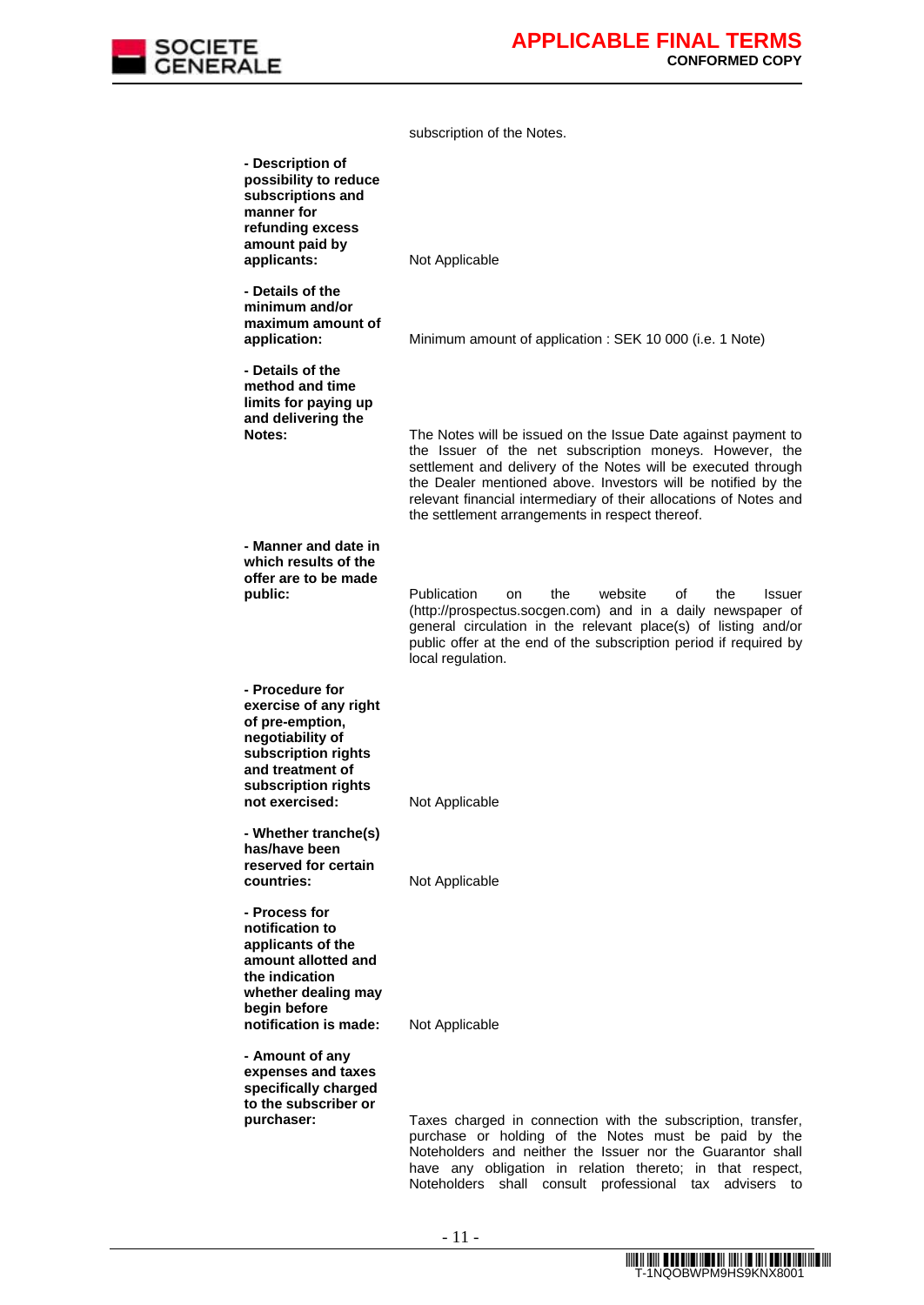| | |
|---|---|
| | subscription of the Notes. |
| **- Description of possibility to reduce subscriptions and manner for refunding excess amount paid by applicants:** | Not Applicable |
| **- Details of the minimum and/or maximum amount of application:** | Minimum amount of application : SEK 10 000 (i.e. 1 Note) |
| **- Details of the method and time limits for paying up and delivering the Notes:** | The Notes will be issued on the Issue Date against payment to the Issuer of the net subscription moneys. However, the settlement and delivery of the Notes will be executed through the Dealer mentioned above. Investors will be notified by the relevant financial intermediary of their allocations of Notes and the settlement arrangements in respect thereof. |
| **- Manner and date in which results of the offer are to be made public:** | Publication on the website of the Issuer (http://prospectus.socgen.com) and in a daily newspaper of general circulation in the relevant place(s) of listing and/or public offer at the end of the subscription period if required by local regulation. |
| **- Procedure for exercise of any right of pre-emption, negotiability of subscription rights and treatment of subscription rights not exercised:** | Not Applicable |
| **- Whether tranche(s) has/have been reserved for certain countries:** | Not Applicable |
| **- Process for notification to applicants of the amount allotted and the indication whether dealing may begin before notification is made:** | Not Applicable |
| **- Amount of any expenses and taxes specifically charged to the subscriber or purchaser:** | Taxes charged in connection with the subscription, transfer, purchase or holding of the Notes must be paid by the Noteholders and neither the Issuer nor the Guarantor shall have any obligation in relation thereto; in that respect, Noteholders shall consult professional tax advisers to |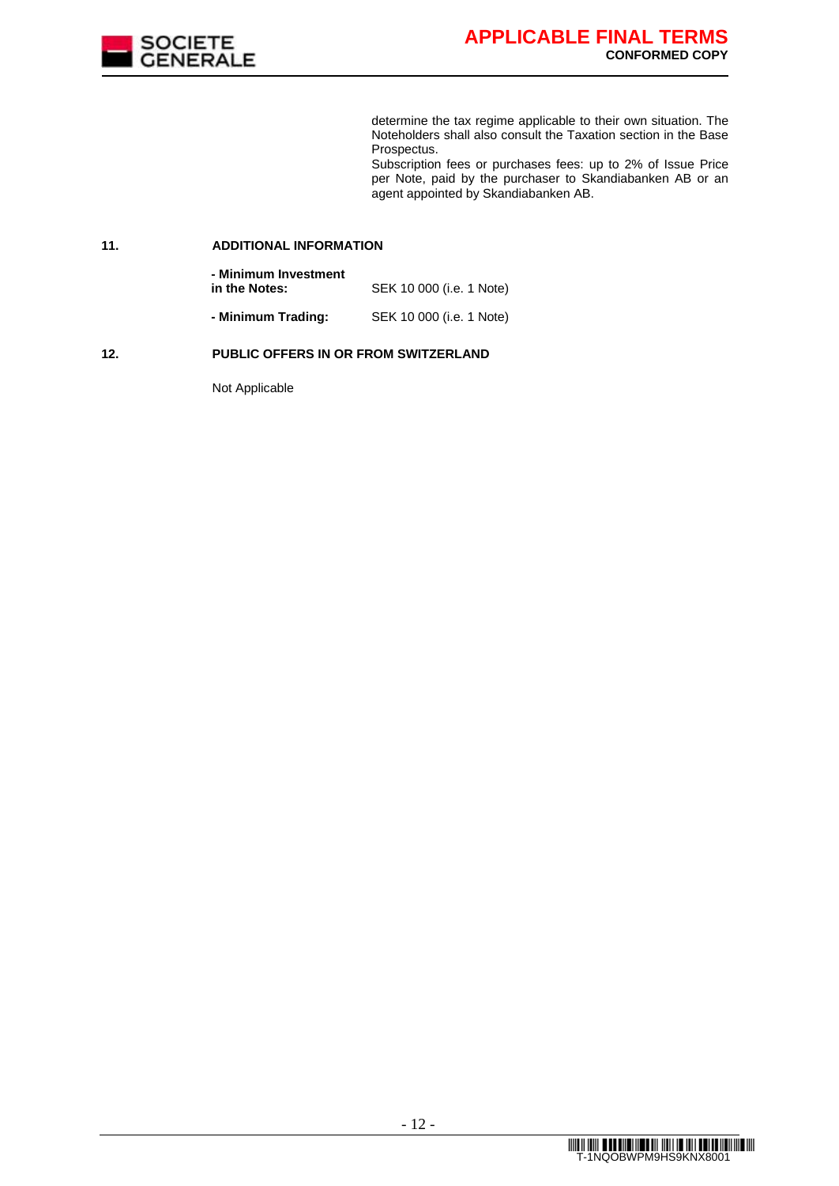determine the tax regime applicable to their own situation. The Noteholders shall also consult the Taxation section in the Base Prospectus.
Subscription fees or purchases fees: up to 2% of Issue Price per Note, paid by the purchaser to Skandiabanken AB or an agent appointed by Skandiabanken AB.

## 11. ADDITIONAL INFORMATION

| | |
|---|---|
| **- Minimum Investment in the Notes:** | SEK 10 000 (i.e. 1 Note) |
| **- Minimum Trading:** | SEK 10 000 (i.e. 1 Note) |

## 12. PUBLIC OFFERS IN OR FROM SWITZERLAND

Not Applicable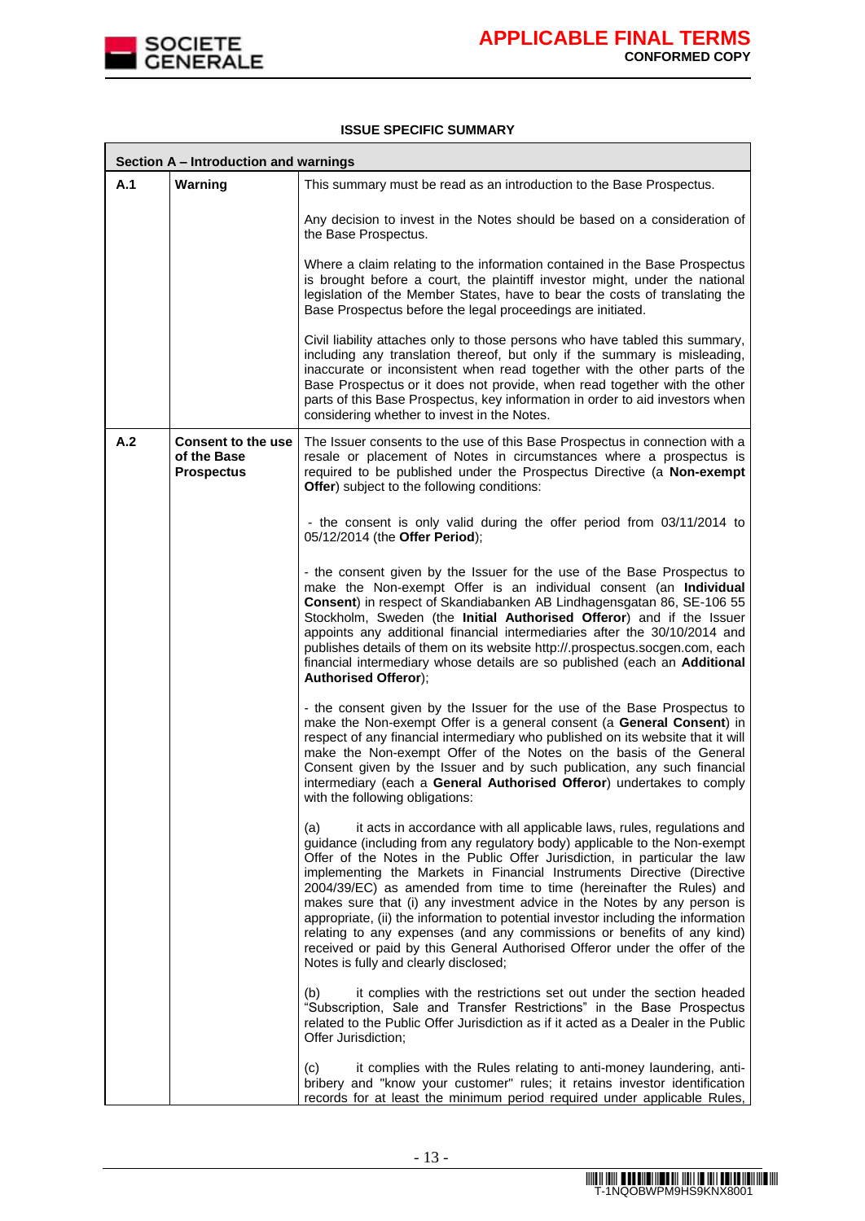**ISSUE SPECIFIC SUMMARY**

| Section A – Introduction and warnings | | |
|---|---|---|
| **A.1** | **Warning** | This summary must be read as an introduction to the Base Prospectus.<br><br>Any decision to invest in the Notes should be based on a consideration of the Base Prospectus.<br><br>Where a claim relating to the information contained in the Base Prospectus is brought before a court, the plaintiff investor might, under the national legislation of the Member States, have to bear the costs of translating the Base Prospectus before the legal proceedings are initiated.<br><br>Civil liability attaches only to those persons who have tabled this summary, including any translation thereof, but only if the summary is misleading, inaccurate or inconsistent when read together with the other parts of the Base Prospectus or it does not provide, when read together with the other parts of this Base Prospectus, key information in order to aid investors when considering whether to invest in the Notes. |
| **A.2** | **Consent to the use of the Base Prospectus** | The Issuer consents to the use of this Base Prospectus in connection with a resale or placement of Notes in circumstances where a prospectus is required to be published under the Prospectus Directive (a **Non-exempt Offer**) subject to the following conditions:<br><br>- the consent is only valid during the offer period from 03/11/2014 to 05/12/2014 (the **Offer Period**);<br><br>- the consent given by the Issuer for the use of the Base Prospectus to make the Non-exempt Offer is an individual consent (an **Individual Consent**) in respect of Skandiabanken AB Lindhagensgatan 86, SE-106 55 Stockholm, Sweden (the **Initial Authorised Offeror**) and if the Issuer appoints any additional financial intermediaries after the 30/10/2014 and publishes details of them on its website http://.prospectus.socgen.com, each financial intermediary whose details are so published (each an **Additional Authorised Offeror**);<br><br>- the consent given by the Issuer for the use of the Base Prospectus to make the Non-exempt Offer is a general consent (a **General Consent**) in respect of any financial intermediary who published on its website that it will make the Non-exempt Offer of the Notes on the basis of the General Consent given by the Issuer and by such publication, any such financial intermediary (each a **General Authorised Offeror**) undertakes to comply with the following obligations:<br><br>(a) it acts in accordance with all applicable laws, rules, regulations and guidance (including from any regulatory body) applicable to the Non-exempt Offer of the Notes in the Public Offer Jurisdiction, in particular the law implementing the Markets in Financial Instruments Directive (Directive 2004/39/EC) as amended from time to time (hereinafter the Rules) and makes sure that (i) any investment advice in the Notes by any person is appropriate, (ii) the information to potential investor including the information relating to any expenses (and any commissions or benefits of any kind) received or paid by this General Authorised Offeror under the offer of the Notes is fully and clearly disclosed;<br><br>(b) it complies with the restrictions set out under the section headed "Subscription, Sale and Transfer Restrictions" in the Base Prospectus related to the Public Offer Jurisdiction as if it acted as a Dealer in the Public Offer Jurisdiction;<br><br>(c) it complies with the Rules relating to anti-money laundering, anti-bribery and "know your customer" rules; it retains investor identification records for at least the minimum period required under applicable Rules, |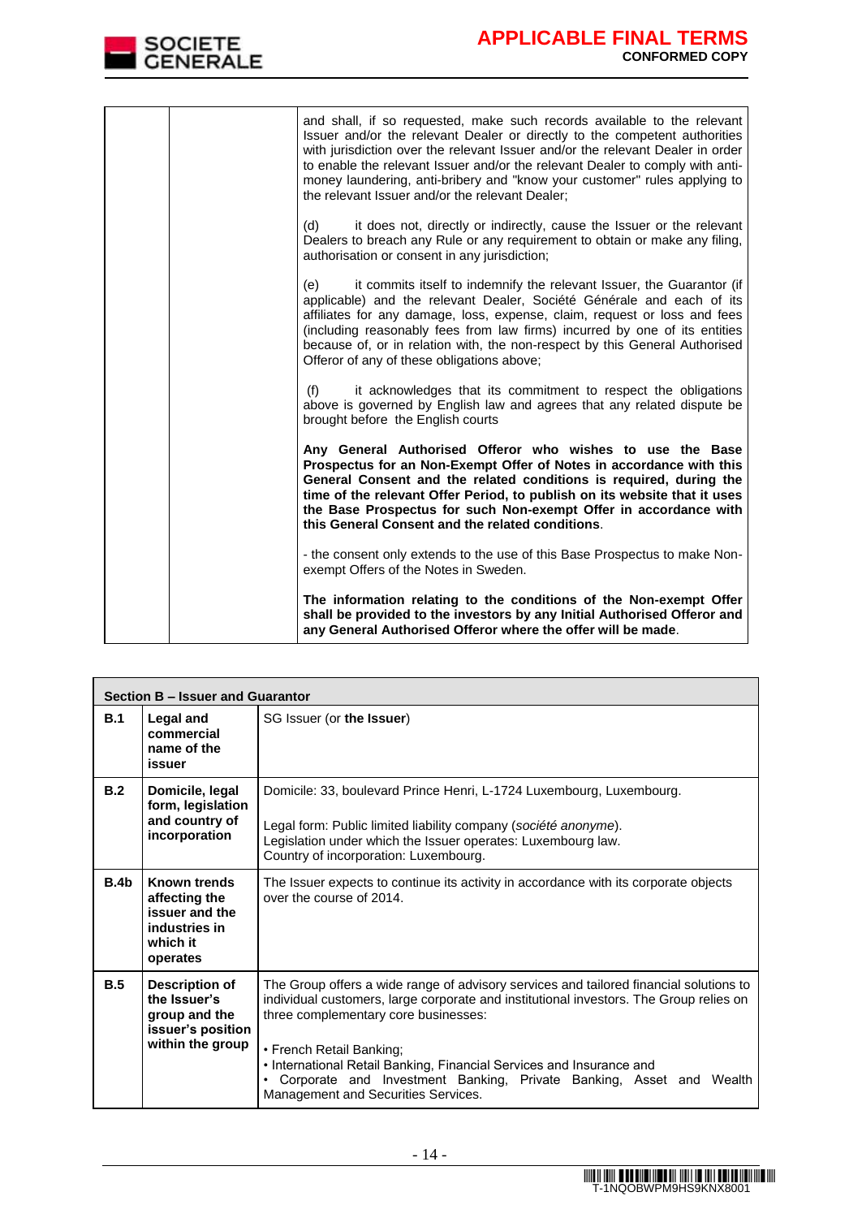| | | |
|---|---|---|
| | | and shall, if so requested, make such records available to the relevant Issuer and/or the relevant Dealer or directly to the competent authorities with jurisdiction over the relevant Issuer and/or the relevant Dealer in order to enable the relevant Issuer and/or the relevant Dealer to comply with anti-money laundering, anti-bribery and "know your customer" rules applying to the relevant Issuer and/or the relevant Dealer;<br><br>(d) it does not, directly or indirectly, cause the Issuer or the relevant Dealers to breach any Rule or any requirement to obtain or make any filing, authorisation or consent in any jurisdiction;<br><br>(e) it commits itself to indemnify the relevant Issuer, the Guarantor (if applicable) and the relevant Dealer, Société Générale and each of its affiliates for any damage, loss, expense, claim, request or loss and fees (including reasonably fees from law firms) incurred by one of its entities because of, or in relation with, the non-respect by this General Authorised Offeror of any of these obligations above;<br><br>(f) it acknowledges that its commitment to respect the obligations above is governed by English law and agrees that any related dispute be brought before the English courts<br><br>**Any General Authorised Offeror who wishes to use the Base Prospectus for an Non-Exempt Offer of Notes in accordance with this General Consent and the related conditions is required, during the time of the relevant Offer Period, to publish on its website that it uses the Base Prospectus for such Non-exempt Offer in accordance with this General Consent and the related conditions**.<br><br>- the consent only extends to the use of this Base Prospectus to make Non-exempt Offers of the Notes in Sweden.<br><br>**The information relating to the conditions of the Non-exempt Offer shall be provided to the investors by any Initial Authorised Offeror and any General Authorised Offeror where the offer will be made**. |

| **Section B – Issuer and Guarantor** | | |
|---|---|---|
| **B.1** | **Legal and commercial name of the issuer** | SG Issuer (or **the Issuer**) |
| **B.2** | **Domicile, legal form, legislation and country of incorporation** | Domicile: 33, boulevard Prince Henri, L-1724 Luxembourg, Luxembourg.<br><br>Legal form: Public limited liability company (*société anonyme*).<br>Legislation under which the Issuer operates: Luxembourg law.<br>Country of incorporation: Luxembourg. |
| **B.4b** | **Known trends affecting the issuer and the industries in which it operates** | The Issuer expects to continue its activity in accordance with its corporate objects over the course of 2014. |
| **B.5** | **Description of the Issuer's group and the issuer's position within the group** | The Group offers a wide range of advisory services and tailored financial solutions to individual customers, large corporate and institutional investors. The Group relies on three complementary core businesses:<br><br>• French Retail Banking;<br>• International Retail Banking, Financial Services and Insurance and<br>• Corporate and Investment Banking, Private Banking, Asset and Wealth Management and Securities Services. |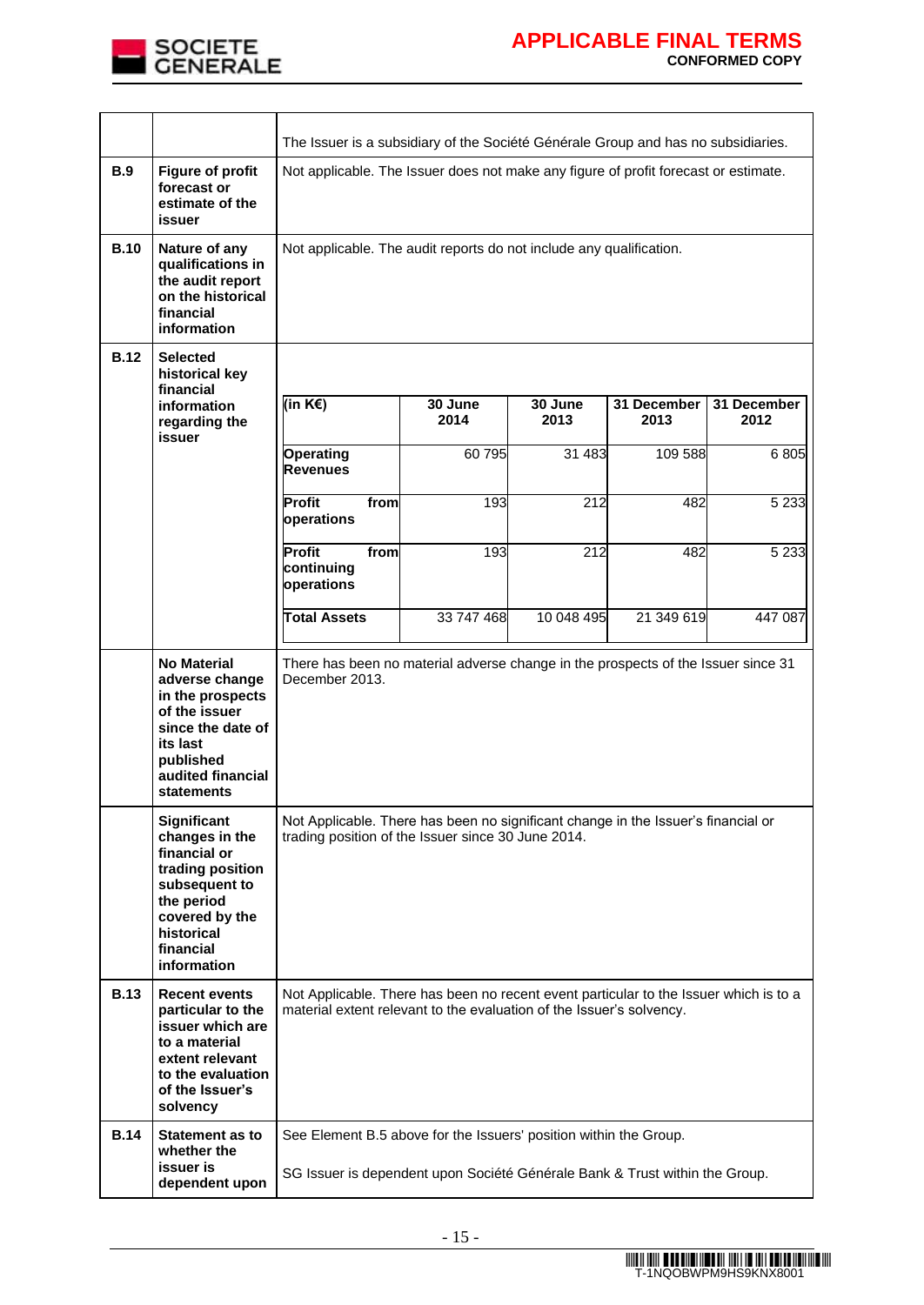| | | |
|---|---|---|
| | | The Issuer is a subsidiary of the Société Générale Group and has no subsidiaries. |
| **B.9** | **Figure of profit forecast or estimate of the issuer** | Not applicable. The Issuer does not make any figure of profit forecast or estimate. |
| **B.10** | **Nature of any qualifications in the audit report on the historical financial information** | Not applicable. The audit reports do not include any qualification. |
| **B.12** | **Selected historical key financial information regarding the issuer** | (see table below) |
| | **No Material adverse change in the prospects of the issuer since the date of its last published audited financial statements** | There has been no material adverse change in the prospects of the Issuer since 31 December 2013. |
| | **Significant changes in the financial or trading position subsequent to the period covered by the historical financial information** | Not Applicable. There has been no significant change in the Issuer's financial or trading position of the Issuer since 30 June 2014. |
| **B.13** | **Recent events particular to the issuer which are to a material extent relevant to the evaluation of the Issuer's solvency** | Not Applicable. There has been no recent event particular to the Issuer which is to a material extent relevant to the evaluation of the Issuer's solvency. |
| **B.14** | **Statement as to whether the issuer is dependent upon** | See Element B.5 above for the Issuers' position within the Group.<br><br>SG Issuer is dependent upon Société Générale Bank & Trust within the Group. |

**B.12 – Selected historical key financial information regarding the issuer:**

| (in K€) | 30 June 2014 | 30 June 2013 | 31 December 2013 | 31 December 2012 |
|---|---|---|---|---|
| **Operating Revenues** | 60 795 | 31 483 | 109 588 | 6 805 |
| **Profit from operations** | 193 | 212 | 482 | 5 233 |
| **Profit from continuing operations** | 193 | 212 | 482 | 5 233 |
| **Total Assets** | 33 747 468 | 10 048 495 | 21 349 619 | 447 087 |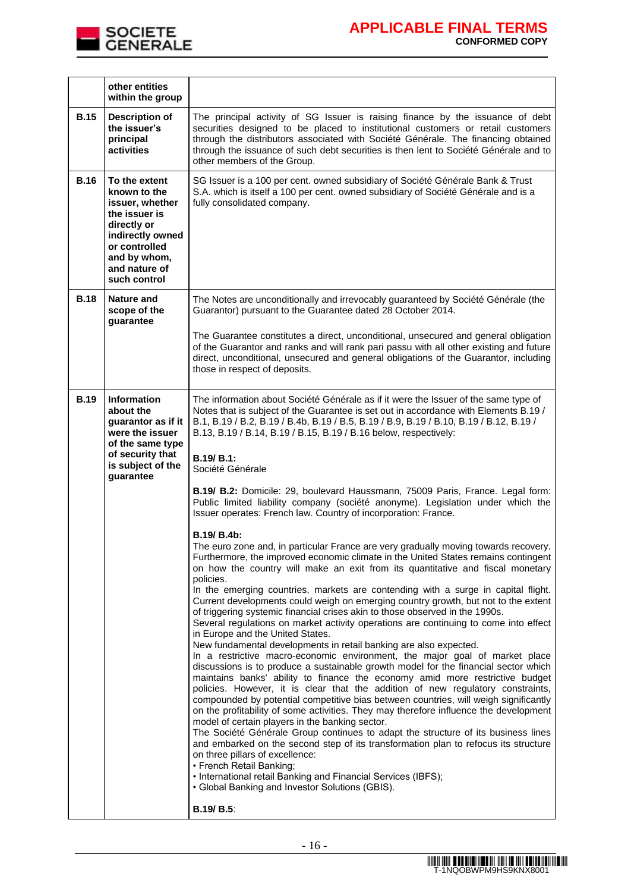| | | |
|---|---|---|
| | **other entities within the group** | |
| **B.15** | **Description of the issuer's principal activities** | The principal activity of SG Issuer is raising finance by the issuance of debt securities designed to be placed to institutional customers or retail customers through the distributors associated with Société Générale. The financing obtained through the issuance of such debt securities is then lent to Société Générale and to other members of the Group. |
| **B.16** | **To the extent known to the issuer, whether the issuer is directly or indirectly owned or controlled and by whom, and nature of such control** | SG Issuer is a 100 per cent. owned subsidiary of Société Générale Bank & Trust S.A. which is itself a 100 per cent. owned subsidiary of Société Générale and is a fully consolidated company. |
| **B.18** | **Nature and scope of the guarantee** | The Notes are unconditionally and irrevocably guaranteed by Société Générale (the Guarantor) pursuant to the Guarantee dated 28 October 2014.<br><br>The Guarantee constitutes a direct, unconditional, unsecured and general obligation of the Guarantor and ranks and will rank pari passu with all other existing and future direct, unconditional, unsecured and general obligations of the Guarantor, including those in respect of deposits. |
| **B.19** | **Information about the guarantor as if it were the issuer of the same type of security that is subject of the guarantee** | The information about Société Générale as if it were the Issuer of the same type of Notes that is subject of the Guarantee is set out in accordance with Elements B.19 / B.1, B.19 / B.2, B.19 / B.4b, B.19 / B.5, B.19 / B.9, B.19 / B.10, B.19 / B.12, B.19 / B.13, B.19 / B.14, B.19 / B.15, B.19 / B.16 below, respectively:<br><br>**B.19/ B.1:**<br>Société Générale<br><br>**B.19/ B.2:** Domicile: 29, boulevard Haussmann, 75009 Paris, France. Legal form: Public limited liability company (société anonyme). Legislation under which the Issuer operates: French law. Country of incorporation: France.<br><br>**B.19/ B.4b:**<br>The euro zone and, in particular France are very gradually moving towards recovery. Furthermore, the improved economic climate in the United States remains contingent on how the country will make an exit from its quantitative and fiscal monetary policies.<br>In the emerging countries, markets are contending with a surge in capital flight. Current developments could weigh on emerging country growth, but not to the extent of triggering systemic financial crises akin to those observed in the 1990s.<br>Several regulations on market activity operations are continuing to come into effect in Europe and the United States.<br>New fundamental developments in retail banking are also expected.<br>In a restrictive macro-economic environment, the major goal of market place discussions is to produce a sustainable growth model for the financial sector which maintains banks' ability to finance the economy amid more restrictive budget policies. However, it is clear that the addition of new regulatory constraints, compounded by potential competitive bias between countries, will weigh significantly on the profitability of some activities. They may therefore influence the development model of certain players in the banking sector.<br>The Société Générale Group continues to adapt the structure of its business lines and embarked on the second step of its transformation plan to refocus its structure on three pillars of excellence:<br>• French Retail Banking;<br>• International retail Banking and Financial Services (IBFS);<br>• Global Banking and Investor Solutions (GBIS).<br><br>**B.19/ B.5**: |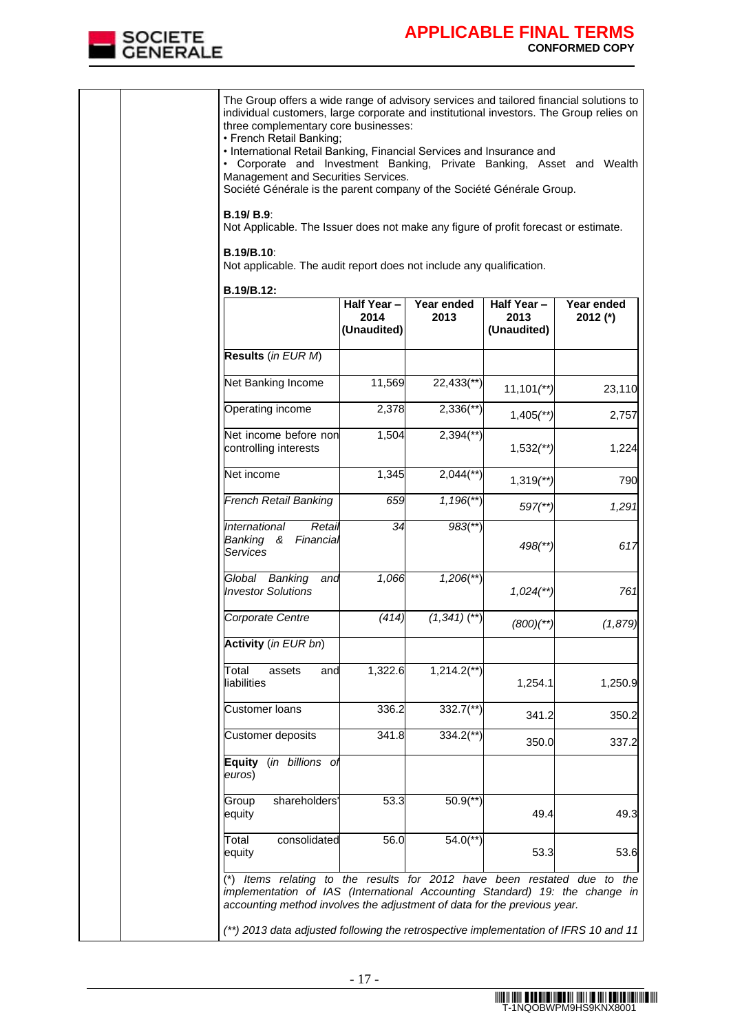The Group offers a wide range of advisory services and tailored financial solutions to individual customers, large corporate and institutional investors. The Group relies on three complementary core businesses:

- French Retail Banking;
- International Retail Banking, Financial Services and Insurance and
- Corporate and Investment Banking, Private Banking, Asset and Wealth Management and Securities Services.

Société Générale is the parent company of the Société Générale Group.

**B.19/ B.9**:
Not Applicable. The Issuer does not make any figure of profit forecast or estimate.

**B.19/B.10**:
Not applicable. The audit report does not include any qualification.

**B.19/B.12:**

| | Half Year – 2014 (Unaudited) | Year ended 2013 | Half Year – 2013 (Unaudited) | Year ended 2012 (*) |
|---|---|---|---|---|
| **Results** (*in EUR M*) | | | | |
| Net Banking Income | 11,569 | 22,433(**) | 11,101(**) | 23,110 |
| Operating income | 2,378 | 2,336(**) | 1,405(**) | 2,757 |
| Net income before non controlling interests | 1,504 | 2,394(**) | 1,532(**) | 1,224 |
| Net income | 1,345 | 2,044(**) | 1,319(**) | 790 |
| *French Retail Banking* | *659* | *1,196(**)* | *597(**)* | *1,291* |
| *International Retail Banking & Financial Services* | *34* | *983(**)* | *498(**)* | *617* |
| *Global Banking and Investor Solutions* | *1,066* | *1,206(**)* | *1,024(**)* | *761* |
| *Corporate Centre* | *(414)* | *(1,341) (**)* | *(800)(**)* | *(1,879)* |
| **Activity** (*in EUR bn*) | | | | |
| Total assets and liabilities | 1,322.6 | 1,214.2(**) | 1,254.1 | 1,250.9 |
| Customer loans | 336.2 | 332.7(**) | 341.2 | 350.2 |
| Customer deposits | 341.8 | 334.2(**) | 350.0 | 337.2 |
| **Equity** (*in billions of euros*) | | | | |
| Group shareholders' equity | 53.3 | 50.9(**) | 49.4 | 49.3 |
| Total consolidated equity | 56.0 | 54.0(**) | 53.3 | 53.6 |

*(\*) Items relating to the results for 2012 have been restated due to the implementation of IAS (International Accounting Standard) 19: the change in accounting method involves the adjustment of data for the previous year.*

*(\*\*) 2013 data adjusted following the retrospective implementation of IFRS 10 and 11*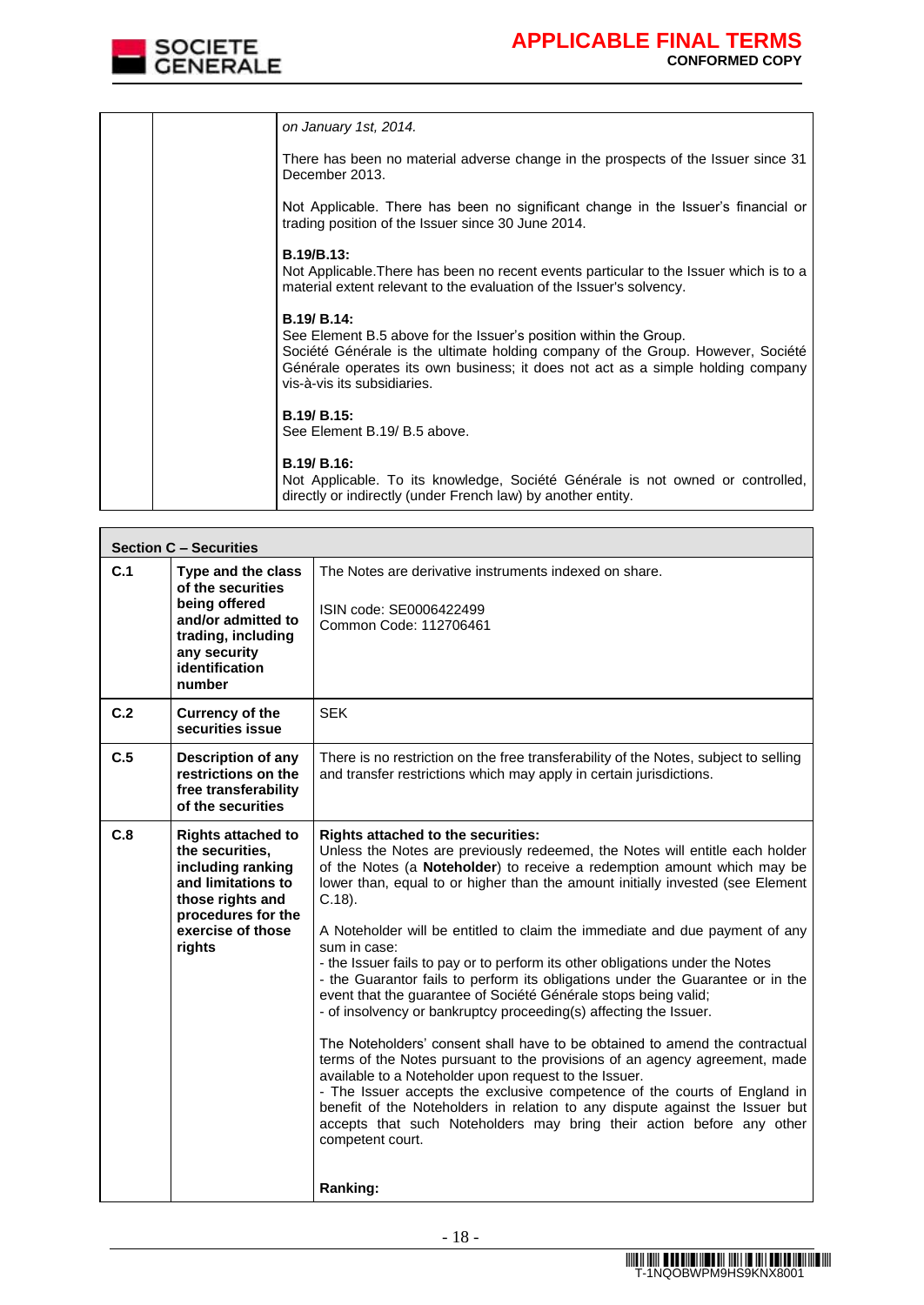| | | |
|---|---|---|
| | | *on January 1st, 2014.*<br><br>There has been no material adverse change in the prospects of the Issuer since 31 December 2013.<br><br>Not Applicable. There has been no significant change in the Issuer's financial or trading position of the Issuer since 30 June 2014.<br><br>**B.19/B.13:**<br>Not Applicable.There has been no recent events particular to the Issuer which is to a material extent relevant to the evaluation of the Issuer's solvency.<br><br>**B.19/ B.14:**<br>See Element B.5 above for the Issuer's position within the Group.<br>Société Générale is the ultimate holding company of the Group. However, Société Générale operates its own business; it does not act as a simple holding company vis-à-vis its subsidiaries.<br><br>**B.19/ B.15:**<br>See Element B.19/ B.5 above.<br><br>**B.19/ B.16:**<br>Not Applicable. To its knowledge, Société Générale is not owned or controlled, directly or indirectly (under French law) by another entity. |

| **Section C – Securities** | | |
|---|---|---|
| **C.1** | **Type and the class of the securities being offered and/or admitted to trading, including any security identification number** | The Notes are derivative instruments indexed on share.<br><br>ISIN code: SE0006422499<br>Common Code: 112706461 |
| **C.2** | **Currency of the securities issue** | SEK |
| **C.5** | **Description of any restrictions on the free transferability of the securities** | There is no restriction on the free transferability of the Notes, subject to selling and transfer restrictions which may apply in certain jurisdictions. |
| **C.8** | **Rights attached to the securities, including ranking and limitations to those rights and procedures for the exercise of those rights** | **Rights attached to the securities:**<br>Unless the Notes are previously redeemed, the Notes will entitle each holder of the Notes (a **Noteholder**) to receive a redemption amount which may be lower than, equal to or higher than the amount initially invested (see Element C.18).<br><br>A Noteholder will be entitled to claim the immediate and due payment of any sum in case:<br>- the Issuer fails to pay or to perform its other obligations under the Notes<br>- the Guarantor fails to perform its obligations under the Guarantee or in the event that the guarantee of Société Générale stops being valid;<br>- of insolvency or bankruptcy proceeding(s) affecting the Issuer.<br><br>The Noteholders' consent shall have to be obtained to amend the contractual terms of the Notes pursuant to the provisions of an agency agreement, made available to a Noteholder upon request to the Issuer.<br>- The Issuer accepts the exclusive competence of the courts of England in benefit of the Noteholders in relation to any dispute against the Issuer but accepts that such Noteholders may bring their action before any other competent court.<br><br>**Ranking:** |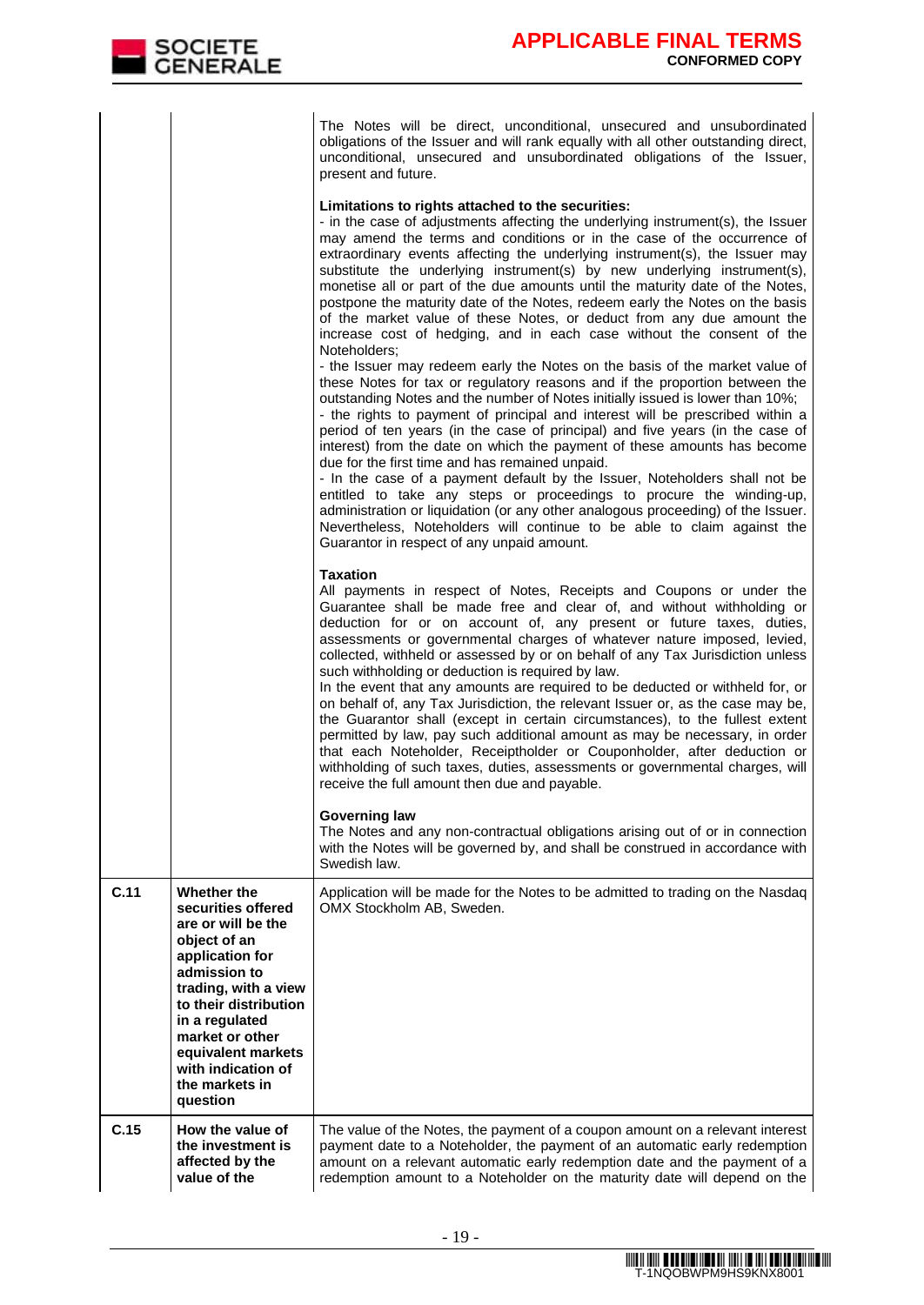| | | |
|---|---|---|
| | | The Notes will be direct, unconditional, unsecured and unsubordinated obligations of the Issuer and will rank equally with all other outstanding direct, unconditional, unsecured and unsubordinated obligations of the Issuer, present and future.<br><br>**Limitations to rights attached to the securities:**<br>- in the case of adjustments affecting the underlying instrument(s), the Issuer may amend the terms and conditions or in the case of the occurrence of extraordinary events affecting the underlying instrument(s), the Issuer may substitute the underlying instrument(s) by new underlying instrument(s), monetise all or part of the due amounts until the maturity date of the Notes, postpone the maturity date of the Notes, redeem early the Notes on the basis of the market value of these Notes, or deduct from any due amount the increase cost of hedging, and in each case without the consent of the Noteholders;<br>- the Issuer may redeem early the Notes on the basis of the market value of these Notes for tax or regulatory reasons and if the proportion between the outstanding Notes and the number of Notes initially issued is lower than 10%;<br>- the rights to payment of principal and interest will be prescribed within a period of ten years (in the case of principal) and five years (in the case of interest) from the date on which the payment of these amounts has become due for the first time and has remained unpaid.<br>- In the case of a payment default by the Issuer, Noteholders shall not be entitled to take any steps or proceedings to procure the winding-up, administration or liquidation (or any other analogous proceeding) of the Issuer. Nevertheless, Noteholders will continue to be able to claim against the Guarantor in respect of any unpaid amount.<br><br>**Taxation**<br>All payments in respect of Notes, Receipts and Coupons or under the Guarantee shall be made free and clear of, and without withholding or deduction for or on account of, any present or future taxes, duties, assessments or governmental charges of whatever nature imposed, levied, collected, withheld or assessed by or on behalf of any Tax Jurisdiction unless such withholding or deduction is required by law.<br>In the event that any amounts are required to be deducted or withheld for, or on behalf of, any Tax Jurisdiction, the relevant Issuer or, as the case may be, the Guarantor shall (except in certain circumstances), to the fullest extent permitted by law, pay such additional amount as may be necessary, in order that each Noteholder, Receiptholder or Couponholder, after deduction or withholding of such taxes, duties, assessments or governmental charges, will receive the full amount then due and payable.<br><br>**Governing law**<br>The Notes and any non-contractual obligations arising out of or in connection with the Notes will be governed by, and shall be construed in accordance with Swedish law. |
| **C.11** | **Whether the securities offered are or will be the object of an application for admission to trading, with a view to their distribution in a regulated market or other equivalent markets with indication of the markets in question** | Application will be made for the Notes to be admitted to trading on the Nasdaq OMX Stockholm AB, Sweden. |
| **C.15** | **How the value of the investment is affected by the value of the** | The value of the Notes, the payment of a coupon amount on a relevant interest payment date to a Noteholder, the payment of an automatic early redemption amount on a relevant automatic early redemption date and the payment of a redemption amount to a Noteholder on the maturity date will depend on the |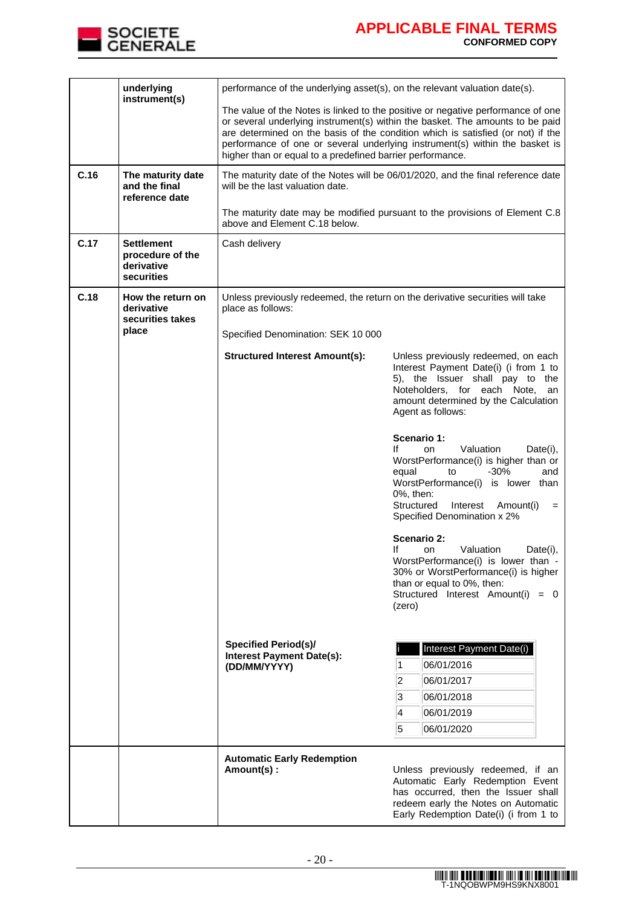| | | |
|---|---|---|
| | **underlying instrument(s)** | performance of the underlying asset(s), on the relevant valuation date(s).<br><br>The value of the Notes is linked to the positive or negative performance of one or several underlying instrument(s) within the basket. The amounts to be paid are determined on the basis of the condition which is satisfied (or not) if the performance of one or several underlying instrument(s) within the basket is higher than or equal to a predefined barrier performance. |
| **C.16** | **The maturity date and the final reference date** | The maturity date of the Notes will be 06/01/2020, and the final reference date will be the last valuation date.<br><br>The maturity date may be modified pursuant to the provisions of Element C.8 above and Element C.18 below. |
| **C.17** | **Settlement procedure of the derivative securities** | Cash delivery |
| **C.18** | **How the return on derivative securities takes place** | Unless previously redeemed, the return on the derivative securities will take place as follows:<br><br>Specified Denomination: SEK 10 000<br><br>**Structured Interest Amount(s):**<br>Unless previously redeemed, on each Interest Payment Date(i) (i from 1 to 5), the Issuer shall pay to the Noteholders, for each Note, an amount determined by the Calculation Agent as follows:<br><br>**Scenario 1:**<br>If on Valuation Date(i), WorstPerformance(i) is higher than or equal to -30% and WorstPerformance(i) is lower than 0%, then:<br>Structured Interest Amount(i) = Specified Denomination x 2%<br><br>**Scenario 2:**<br>If on Valuation Date(i), WorstPerformance(i) is lower than -30% or WorstPerformance(i) is higher than or equal to 0%, then:<br>Structured Interest Amount(i) = 0 (zero)<br><br>**Specified Period(s)/ Interest Payment Date(s): (DD/MM/YYYY)**<br>i - Interest Payment Date(i)<br>1 - 06/01/2016<br>2 - 06/01/2017<br>3 - 06/01/2018<br>4 - 06/01/2019<br>5 - 06/01/2020 |
| | | **Automatic Early Redemption Amount(s) :**<br>Unless previously redeemed, if an Automatic Early Redemption Event has occurred, then the Issuer shall redeem early the Notes on Automatic Early Redemption Date(i) (i from 1 to |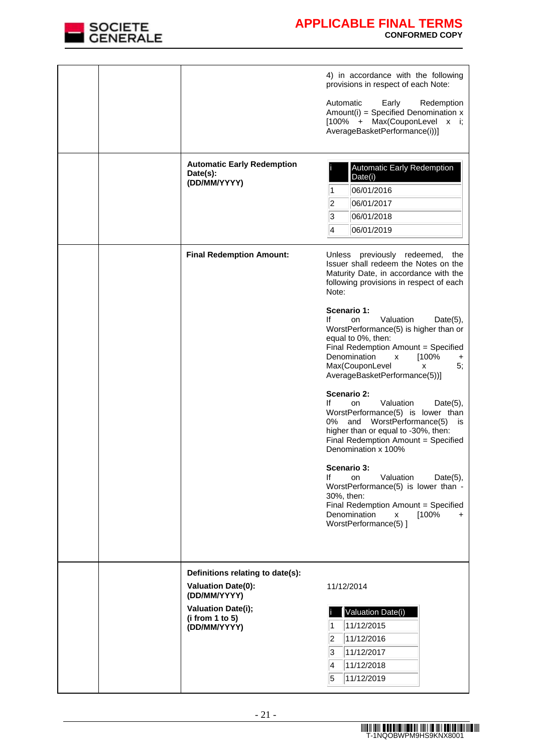| | | | |
|---|---|---|---|
| | | | 4) in accordance with the following provisions in respect of each Note:<br><br>Automatic Early Redemption Amount(i) = Specified Denomination x [100% + Max(CouponLevel x i; AverageBasketPerformance(i))] |
| | | **Automatic Early Redemption Date(s): (DD/MM/YYYY)** | i \| Automatic Early Redemption Date(i)<br>1 \| 06/01/2016<br>2 \| 06/01/2017<br>3 \| 06/01/2018<br>4 \| 06/01/2019 |
| | | **Final Redemption Amount:** | Unless previously redeemed, the Issuer shall redeem the Notes on the Maturity Date, in accordance with the following provisions in respect of each Note:<br><br>**Scenario 1:**<br>If on Valuation Date(5), WorstPerformance(5) is higher than or equal to 0%, then:<br>Final Redemption Amount = Specified Denomination x [100% + Max(CouponLevel x 5; AverageBasketPerformance(5))]<br><br>**Scenario 2:**<br>If on Valuation Date(5), WorstPerformance(5) is lower than 0% and WorstPerformance(5) is higher than or equal to -30%, then:<br>Final Redemption Amount = Specified Denomination x 100%<br><br>**Scenario 3:**<br>If on Valuation Date(5), WorstPerformance(5) is lower than -30%, then:<br>Final Redemption Amount = Specified Denomination x [100% + WorstPerformance(5) ] |
| | | **Definitions relating to date(s):**<br>**Valuation Date(0): (DD/MM/YYYY)**<br>**Valuation Date(i); (i from 1 to 5) (DD/MM/YYYY)** | 11/12/2014<br><br>i \| Valuation Date(i)<br>1 \| 11/12/2015<br>2 \| 11/12/2016<br>3 \| 11/12/2017<br>4 \| 11/12/2018<br>5 \| 11/12/2019 |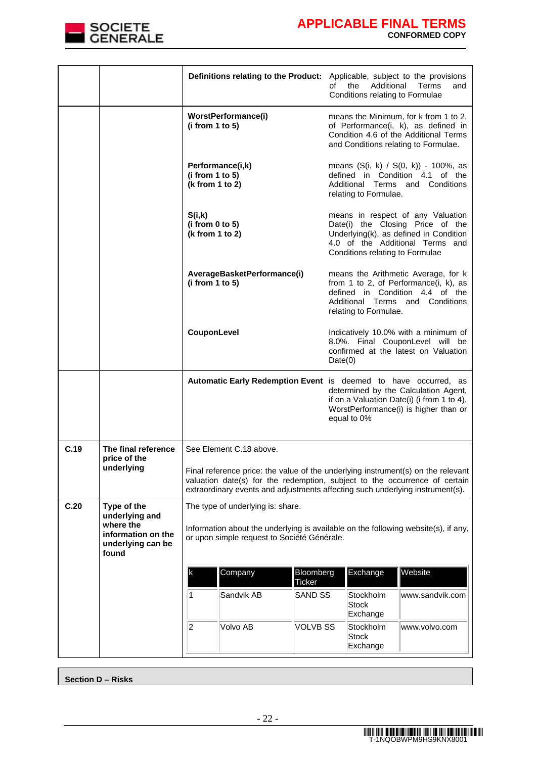| | | | |
|---|---|---|---|
| | | **Definitions relating to the Product:** | Applicable, subject to the provisions of the Additional Terms and Conditions relating to Formulae |
| | | **WorstPerformance(i)**<br>**(i from 1 to 5)** | means the Minimum, for k from 1 to 2, of Performance(i, k), as defined in Condition 4.6 of the Additional Terms and Conditions relating to Formulae. |
| | | **Performance(i,k)**<br>**(i from 1 to 5)**<br>**(k from 1 to 2)** | means (S(i, k) / S(0, k)) - 100%, as defined in Condition 4.1 of the Additional Terms and Conditions relating to Formulae. |
| | | **S(i,k)**<br>**(i from 0 to 5)**<br>**(k from 1 to 2)** | means in respect of any Valuation Date(i) the Closing Price of the Underlying(k), as defined in Condition 4.0 of the Additional Terms and Conditions relating to Formulae |
| | | **AverageBasketPerformance(i)**<br>**(i from 1 to 5)** | means the Arithmetic Average, for k from 1 to 2, of Performance(i, k), as defined in Condition 4.4 of the Additional Terms and Conditions relating to Formulae. |
| | | **CouponLevel** | Indicatively 10.0% with a minimum of 8.0%. Final CouponLevel will be confirmed at the latest on Valuation Date(0) |
| | | **Automatic Early Redemption Event** | is deemed to have occurred, as determined by the Calculation Agent, if on a Valuation Date(i) (i from 1 to 4), WorstPerformance(i) is higher than or equal to 0% |
| **C.19** | **The final reference price of the underlying** | See Element C.18 above.<br><br>Final reference price: the value of the underlying instrument(s) on the relevant valuation date(s) for the redemption, subject to the occurrence of certain extraordinary events and adjustments affecting such underlying instrument(s). | |
| **C.20** | **Type of the underlying and where the information on the underlying can be found** | The type of underlying is: share.<br><br>Information about the underlying is available on the following website(s), if any, or upon simple request to Société Générale. | |

| k | Company | Bloomberg Ticker | Exchange | Website |
|---|---|---|---|---|
| 1 | Sandvik AB | SAND SS | Stockholm Stock Exchange | www.sandvik.com |
| 2 | Volvo AB | VOLVB SS | Stockholm Stock Exchange | www.volvo.com |

**Section D – Risks**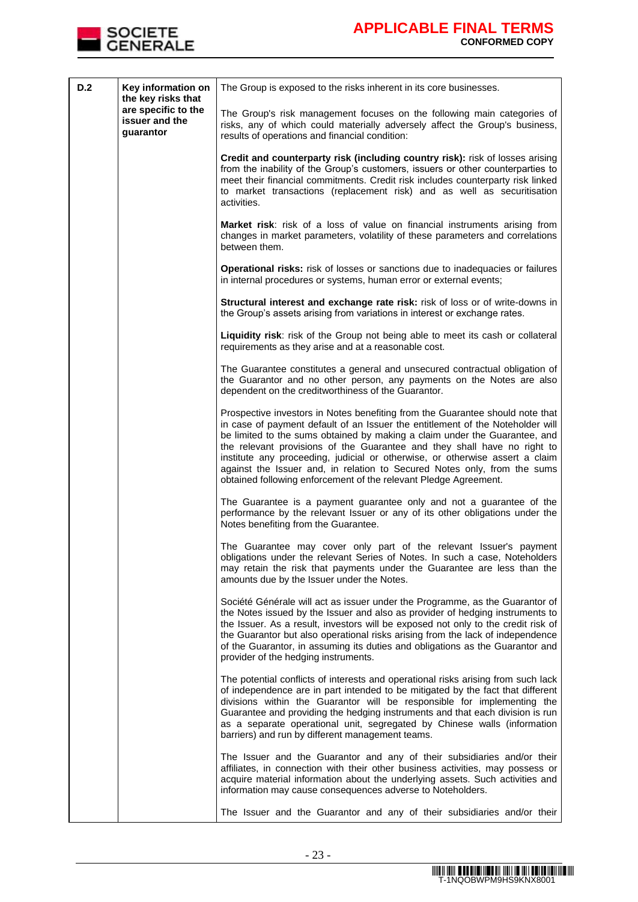| | | |
|---|---|---|
| **D.2** | **Key information on the key risks that are specific to the issuer and the guarantor** | The Group is exposed to the risks inherent in its core businesses.<br><br>The Group's risk management focuses on the following main categories of risks, any of which could materially adversely affect the Group's business, results of operations and financial condition:<br><br>**Credit and counterparty risk (including country risk):** risk of losses arising from the inability of the Group's customers, issuers or other counterparties to meet their financial commitments. Credit risk includes counterparty risk linked to market transactions (replacement risk) and as well as securitisation activities.<br><br>**Market risk**: risk of a loss of value on financial instruments arising from changes in market parameters, volatility of these parameters and correlations between them.<br><br>**Operational risks:** risk of losses or sanctions due to inadequacies or failures in internal procedures or systems, human error or external events;<br><br>**Structural interest and exchange rate risk:** risk of loss or of write-downs in the Group's assets arising from variations in interest or exchange rates.<br><br>**Liquidity risk**: risk of the Group not being able to meet its cash or collateral requirements as they arise and at a reasonable cost.<br><br>The Guarantee constitutes a general and unsecured contractual obligation of the Guarantor and no other person, any payments on the Notes are also dependent on the creditworthiness of the Guarantor.<br><br>Prospective investors in Notes benefiting from the Guarantee should note that in case of payment default of an Issuer the entitlement of the Noteholder will be limited to the sums obtained by making a claim under the Guarantee, and the relevant provisions of the Guarantee and they shall have no right to institute any proceeding, judicial or otherwise, or otherwise assert a claim against the Issuer and, in relation to Secured Notes only, from the sums obtained following enforcement of the relevant Pledge Agreement.<br><br>The Guarantee is a payment guarantee only and not a guarantee of the performance by the relevant Issuer or any of its other obligations under the Notes benefiting from the Guarantee.<br><br>The Guarantee may cover only part of the relevant Issuer's payment obligations under the relevant Series of Notes. In such a case, Noteholders may retain the risk that payments under the Guarantee are less than the amounts due by the Issuer under the Notes.<br><br>Société Générale will act as issuer under the Programme, as the Guarantor of the Notes issued by the Issuer and also as provider of hedging instruments to the Issuer. As a result, investors will be exposed not only to the credit risk of the Guarantor but also operational risks arising from the lack of independence of the Guarantor, in assuming its duties and obligations as the Guarantor and provider of the hedging instruments.<br><br>The potential conflicts of interests and operational risks arising from such lack of independence are in part intended to be mitigated by the fact that different divisions within the Guarantor will be responsible for implementing the Guarantee and providing the hedging instruments and that each division is run as a separate operational unit, segregated by Chinese walls (information barriers) and run by different management teams.<br><br>The Issuer and the Guarantor and any of their subsidiaries and/or their affiliates, in connection with their other business activities, may possess or acquire material information about the underlying assets. Such activities and information may cause consequences adverse to Noteholders.<br><br>The Issuer and the Guarantor and any of their subsidiaries and/or their |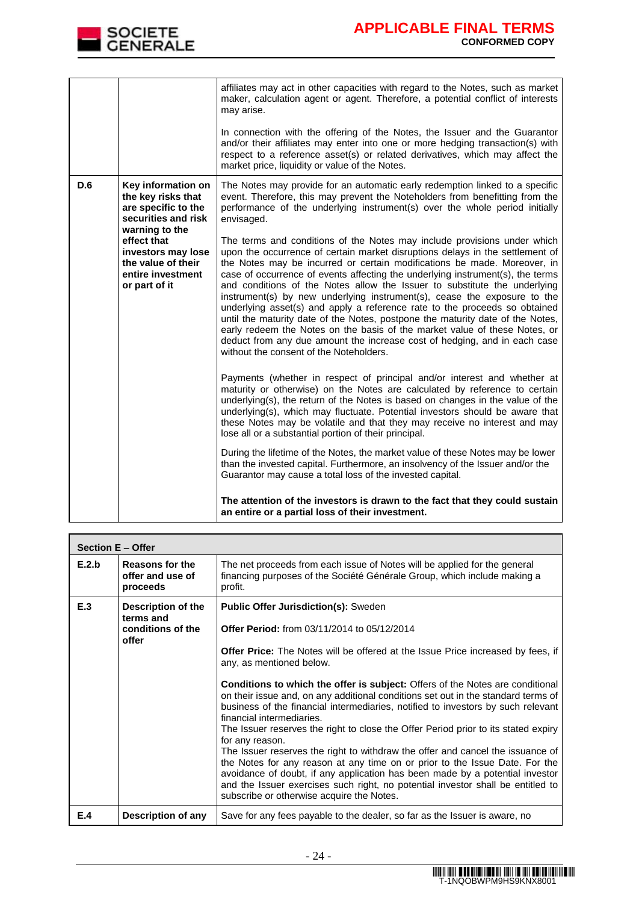| | | |
|---|---|---|
| | | affiliates may act in other capacities with regard to the Notes, such as market maker, calculation agent or agent. Therefore, a potential conflict of interests may arise.<br><br>In connection with the offering of the Notes, the Issuer and the Guarantor and/or their affiliates may enter into one or more hedging transaction(s) with respect to a reference asset(s) or related derivatives, which may affect the market price, liquidity or value of the Notes. |
| **D.6** | **Key information on the key risks that are specific to the securities and risk warning to the effect that investors may lose the value of their entire investment or part of it** | The Notes may provide for an automatic early redemption linked to a specific event. Therefore, this may prevent the Noteholders from benefitting from the performance of the underlying instrument(s) over the whole period initially envisaged.<br><br>The terms and conditions of the Notes may include provisions under which upon the occurrence of certain market disruptions delays in the settlement of the Notes may be incurred or certain modifications be made. Moreover, in case of occurrence of events affecting the underlying instrument(s), the terms and conditions of the Notes allow the Issuer to substitute the underlying instrument(s) by new underlying instrument(s), cease the exposure to the underlying asset(s) and apply a reference rate to the proceeds so obtained until the maturity date of the Notes, postpone the maturity date of the Notes, early redeem the Notes on the basis of the market value of these Notes, or deduct from any due amount the increase cost of hedging, and in each case without the consent of the Noteholders.<br><br>Payments (whether in respect of principal and/or interest and whether at maturity or otherwise) on the Notes are calculated by reference to certain underlying(s), the return of the Notes is based on changes in the value of the underlying(s), which may fluctuate. Potential investors should be aware that these Notes may be volatile and that they may receive no interest and may lose all or a substantial portion of their principal.<br><br>During the lifetime of the Notes, the market value of these Notes may be lower than the invested capital. Furthermore, an insolvency of the Issuer and/or the Guarantor may cause a total loss of the invested capital.<br><br>**The attention of the investors is drawn to the fact that they could sustain an entire or a partial loss of their investment.** |

| **Section E – Offer** | | |
|---|---|---|
| **E.2.b** | **Reasons for the offer and use of proceeds** | The net proceeds from each issue of Notes will be applied for the general financing purposes of the Société Générale Group, which include making a profit. |
| **E.3** | **Description of the terms and conditions of the offer** | **Public Offer Jurisdiction(s):** Sweden<br><br>**Offer Period:** from 03/11/2014 to 05/12/2014<br><br>**Offer Price:** The Notes will be offered at the Issue Price increased by fees, if any, as mentioned below.<br><br>**Conditions to which the offer is subject:** Offers of the Notes are conditional on their issue and, on any additional conditions set out in the standard terms of business of the financial intermediaries, notified to investors by such relevant financial intermediaries.<br>The Issuer reserves the right to close the Offer Period prior to its stated expiry for any reason.<br>The Issuer reserves the right to withdraw the offer and cancel the issuance of the Notes for any reason at any time on or prior to the Issue Date. For the avoidance of doubt, if any application has been made by a potential investor and the Issuer exercises such right, no potential investor shall be entitled to subscribe or otherwise acquire the Notes. |
| **E.4** | **Description of any** | Save for any fees payable to the dealer, so far as the Issuer is aware, no |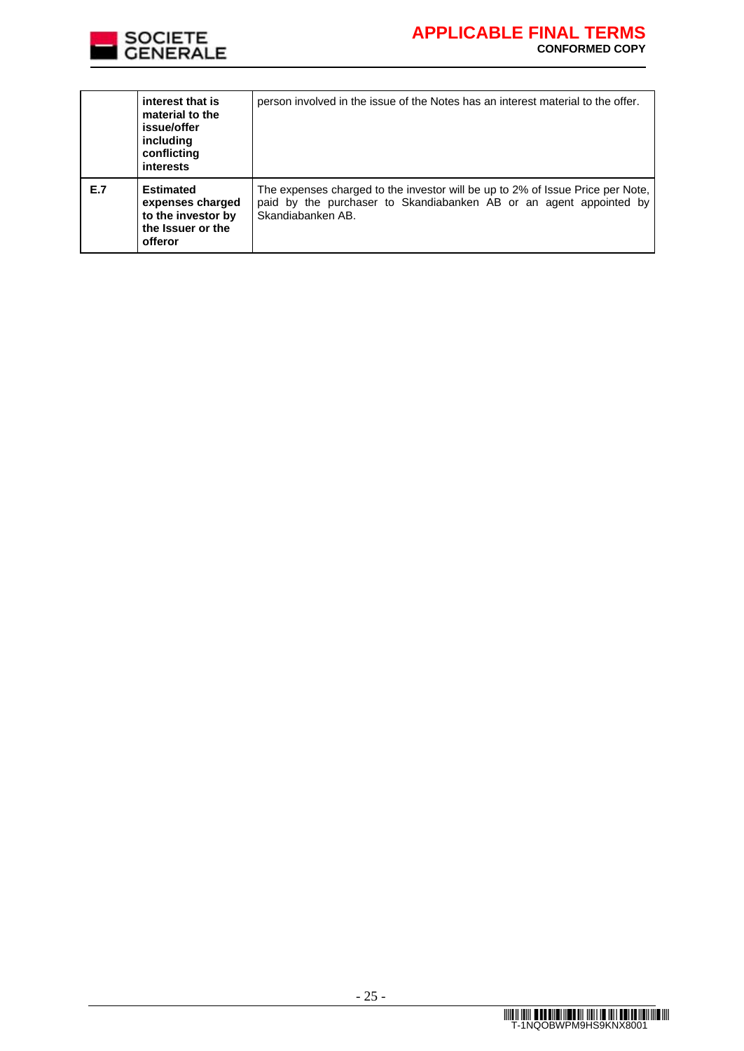|  |  |  |
|---|---|---|
|  | **interest that is material to the issue/offer including conflicting interests** | person involved in the issue of the Notes has an interest material to the offer. |
| **E.7** | **Estimated expenses charged to the investor by the Issuer or the offeror** | The expenses charged to the investor will be up to 2% of Issue Price per Note, paid by the purchaser to Skandiabanken AB or an agent appointed by Skandiabanken AB. |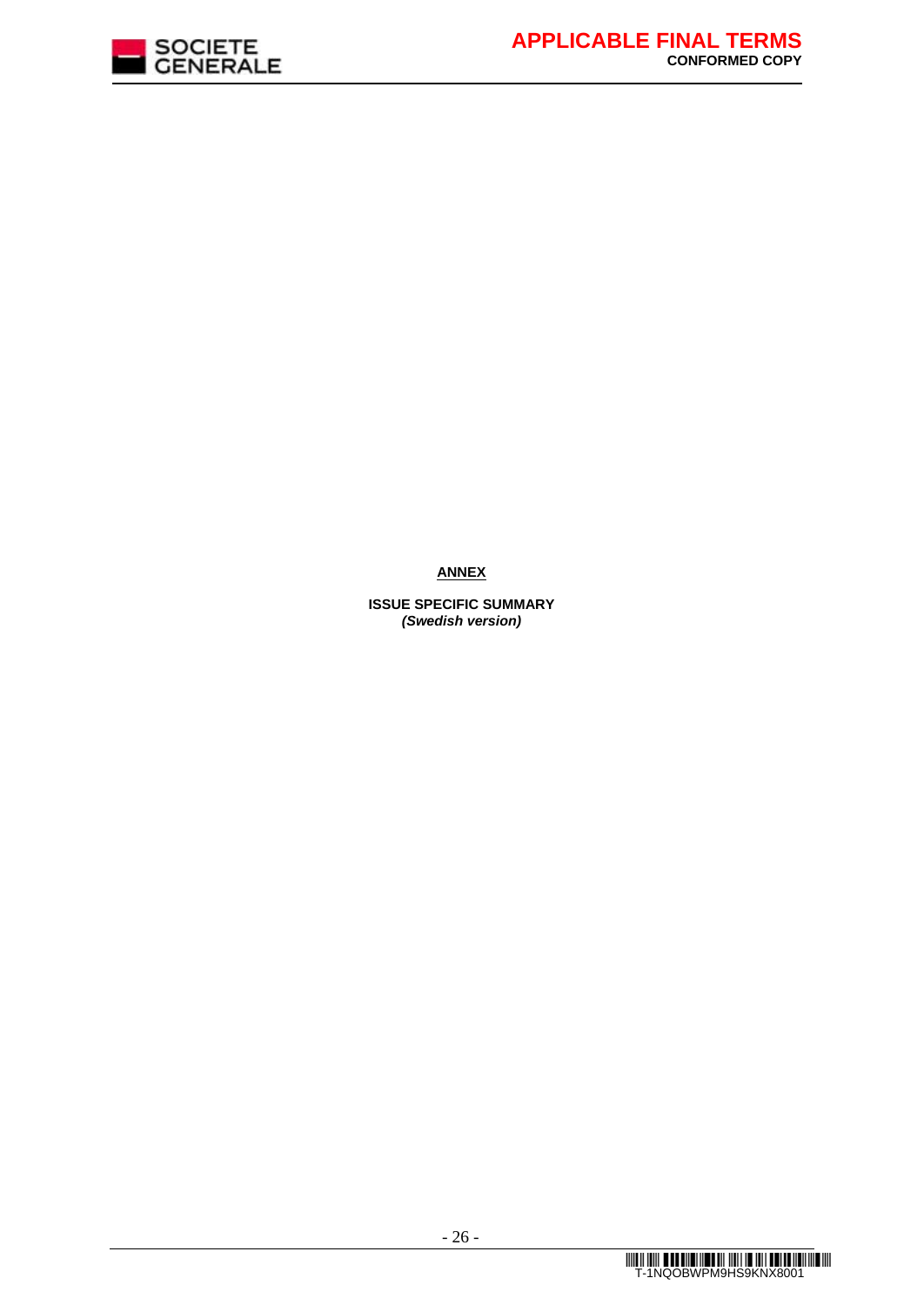## ANNEX

**ISSUE SPECIFIC SUMMARY**
***(Swedish version)***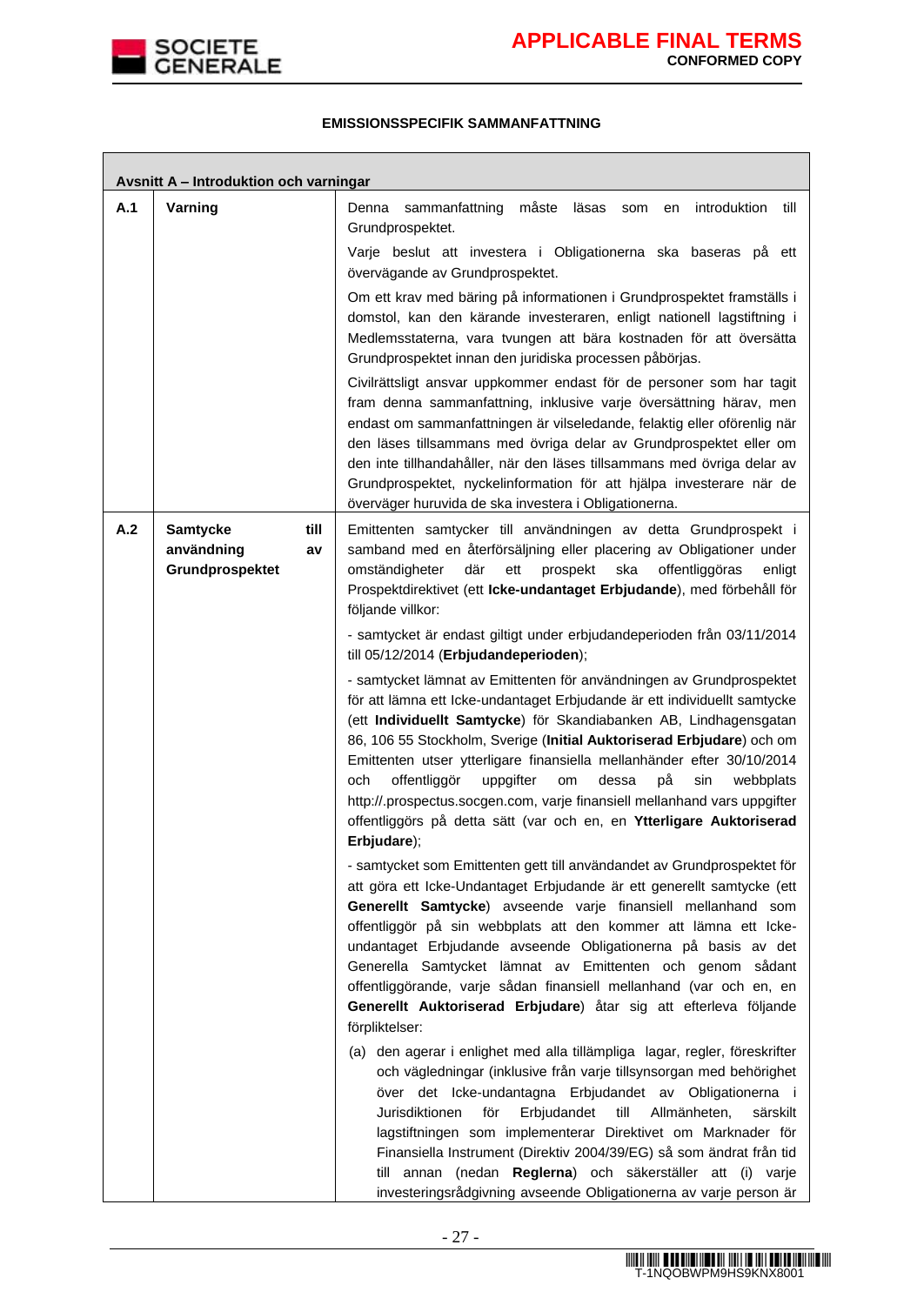## EMISSIONSSPECIFIK SAMMANFATTNING

| Avsnitt A – Introduktion och varningar | | |
|---|---|---|
| **A.1** | **Varning** | Denna sammanfattning måste läsas som en introduktion till Grundprospektet.<br><br>Varje beslut att investera i Obligationerna ska baseras på ett övervägande av Grundprospektet.<br><br>Om ett krav med bäring på informationen i Grundprospektet framställs i domstol, kan den kärande investeraren, enligt nationell lagstiftning i Medlemsstaterna, vara tvungen att bära kostnaden för att översätta Grundprospektet innan den juridiska processen påbörjas.<br><br>Civilrättsligt ansvar uppkommer endast för de personer som har tagit fram denna sammanfattning, inklusive varje översättning härav, men endast om sammanfattningen är vilseledande, felaktig eller oförenlig när den läses tillsammans med övriga delar av Grundprospektet eller om den inte tillhandahåller, när den läses tillsammans med övriga delar av Grundprospektet, nyckelinformation för att hjälpa investerare när de överväger huruvida de ska investera i Obligationerna. |
| **A.2** | **Samtycke till användning av Grundprospektet** | Emittenten samtycker till användningen av detta Grundprospekt i samband med en återförsäljning eller placering av Obligationer under omständigheter där ett prospekt ska offentliggöras enligt Prospektdirektivet (ett **Icke-undantaget Erbjudande**), med förbehåll för följande villkor:<br><br>- samtycket är endast giltigt under erbjudandeperioden från 03/11/2014 till 05/12/2014 (**Erbjudandeperioden**);<br><br>- samtycket lämnat av Emittenten för användningen av Grundprospektet för att lämna ett Icke-undantaget Erbjudande är ett individuellt samtycke (ett **Individuellt Samtycke**) för Skandiabanken AB, Lindhagensgatan 86, 106 55 Stockholm, Sverige (**Initial Auktoriserad Erbjudare**) och om Emittenten utser ytterligare finansiella mellanhänder efter 30/10/2014 och offentliggör uppgifter om dessa på sin webbplats http://.prospectus.socgen.com, varje finansiell mellanhand vars uppgifter offentliggörs på detta sätt (var och en, en **Ytterligare Auktoriserad Erbjudare**);<br><br>- samtycket som Emittenten gett till användandet av Grundprospektet för att göra ett Icke-Undantaget Erbjudande är ett generellt samtycke (ett **Generellt Samtycke**) avseende varje finansiell mellanhand som offentliggör på sin webbplats att den kommer att lämna ett Icke-undantaget Erbjudande avseende Obligationerna på basis av det Generella Samtycket lämnat av Emittenten och genom sådant offentliggörande, varje sådan finansiell mellanhand (var och en, en **Generellt Auktoriserad Erbjudare**) åtar sig att efterleva följande förpliktelser:<br><br>(a) den agerar i enlighet med alla tillämpliga lagar, regler, föreskrifter och vägledningar (inklusive från varje tillsynsorgan med behörighet över det Icke-undantagna Erbjudandet av Obligationerna i Jurisdiktionen för Erbjudandet till Allmänheten, särskilt lagstiftningen som implementerar Direktivet om Marknader för Finansiella Instrument (Direktiv 2004/39/EG) så som ändrat från tid till annan (nedan **Reglerna**) och säkerställer att (i) varje investeringsrådgivning avseende Obligationerna av varje person är |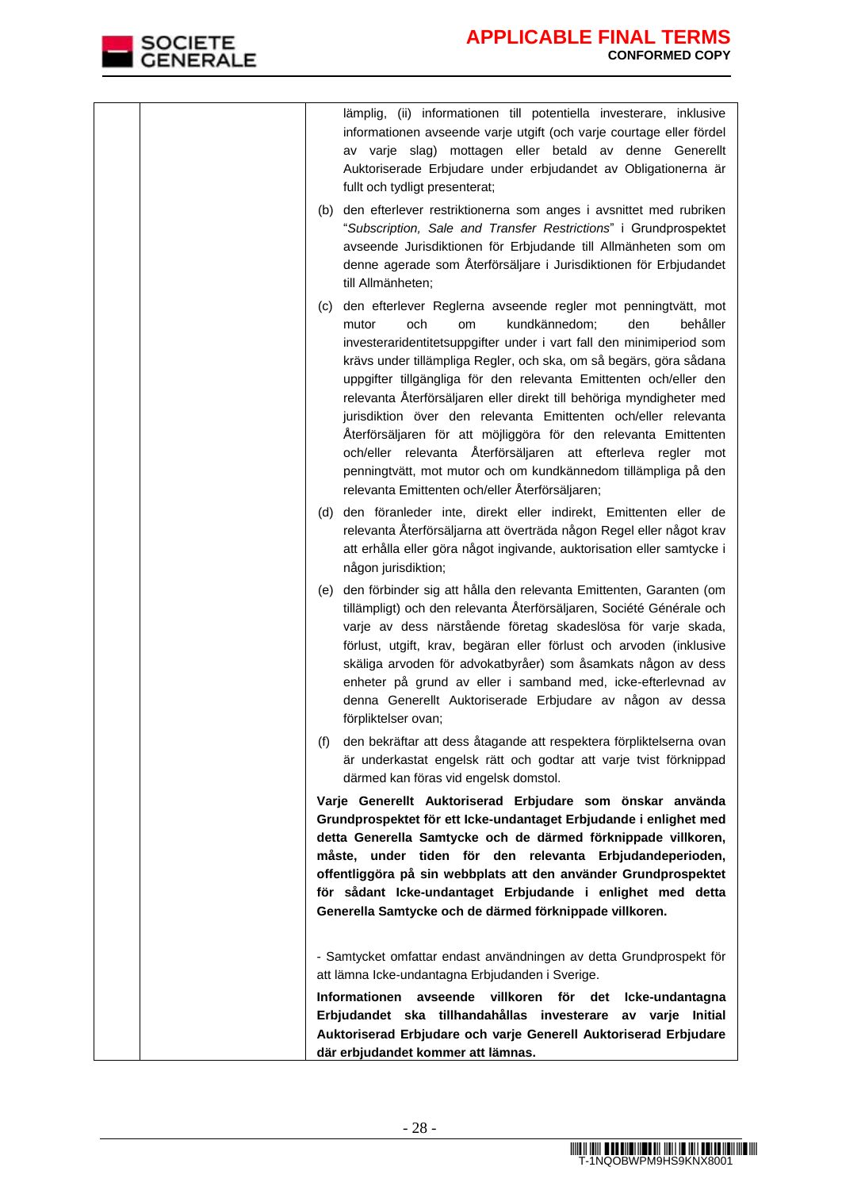| | | lämplig, (ii) informationen till potentiella investerare, inklusive informationen avseende varje utgift (och varje courtage eller fördel av varje slag) mottagen eller betald av denne Generellt Auktoriserade Erbjudare under erbjudandet av Obligationerna är fullt och tydligt presenterat;<br><br>(b) den efterlever restriktionerna som anges i avsnittet med rubriken "*Subscription, Sale and Transfer Restrictions*" i Grundprospektet avseende Jurisdiktionen för Erbjudande till Allmänheten som om denne agerade som Återförsäljare i Jurisdiktionen för Erbjudandet till Allmänheten;<br><br>(c) den efterlever Reglerna avseende regler mot penningtvätt, mot mutor och om kundkännedom; den behåller investeraridentitetsuppgifter under i vart fall den minimiperiod som krävs under tillämpliga Regler, och ska, om så begärs, göra sådana uppgifter tillgängliga för den relevanta Emittenten och/eller den relevanta Återförsäljaren eller direkt till behöriga myndigheter med jurisdiktion över den relevanta Emittenten och/eller relevanta Återförsäljaren för att möjliggöra för den relevanta Emittenten och/eller relevanta Återförsäljaren att efterleva regler mot penningtvätt, mot mutor och om kundkännedom tillämpliga på den relevanta Emittenten och/eller Återförsäljaren;<br><br>(d) den föranleder inte, direkt eller indirekt, Emittenten eller de relevanta Återförsäljarna att överträda någon Regel eller något krav att erhålla eller göra något ingivande, auktorisation eller samtycke i någon jurisdiktion;<br><br>(e) den förbinder sig att hålla den relevanta Emittenten, Garanten (om tillämpligt) och den relevanta Återförsäljaren, Société Générale och varje av dess närstående företag skadeslösa för varje skada, förlust, utgift, krav, begäran eller förlust och arvoden (inklusive skäliga arvoden för advokatbyråer) som åsamkats någon av dess enheter på grund av eller i samband med, icke-efterlevnad av denna Generellt Auktoriserade Erbjudare av någon av dessa förpliktelser ovan;<br><br>(f) den bekräftar att dess åtagande att respektera förpliktelserna ovan är underkastat engelsk rätt och godtar att varje tvist förknippad därmed kan föras vid engelsk domstol.<br><br>**Varje Generellt Auktoriserad Erbjudare som önskar använda Grundprospektet för ett Icke-undantaget Erbjudande i enlighet med detta Generella Samtycke och de därmed förknippade villkoren, måste, under tiden för den relevanta Erbjudandeperioden, offentliggöra på sin webbplats att den använder Grundprospektet för sådant Icke-undantaget Erbjudande i enlighet med detta Generella Samtycke och de därmed förknippade villkoren.**<br><br>- Samtycket omfattar endast användningen av detta Grundprospekt för att lämna Icke-undantagna Erbjudanden i Sverige.<br><br>**Informationen avseende villkoren för det Icke-undantagna Erbjudandet ska tillhandahållas investerare av varje Initial Auktoriserad Erbjudare och varje Generell Auktoriserad Erbjudare där erbjudandet kommer att lämnas.** |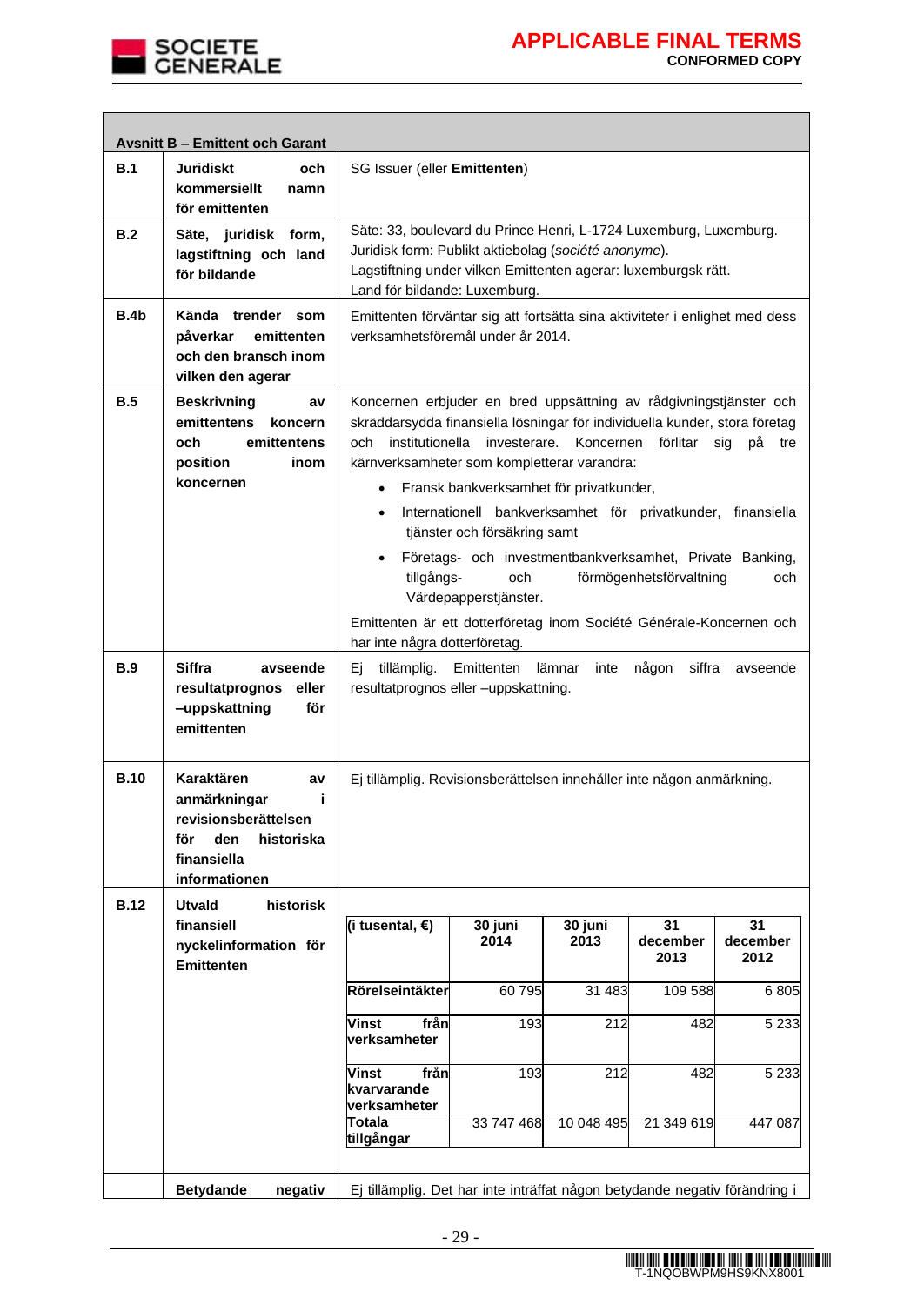| Avsnitt B – Emittent och Garant | | |
|---|---|---|
| **B.1** | **Juridiskt och kommersiellt namn för emittenten** | SG Issuer (eller **Emittenten**) |
| **B.2** | **Säte, juridisk form, lagstiftning och land för bildande** | Säte: 33, boulevard du Prince Henri, L-1724 Luxemburg, Luxemburg.<br>Juridisk form: Publikt aktiebolag (*société anonyme*).<br>Lagstiftning under vilken Emittenten agerar: luxemburgsk rätt.<br>Land för bildande: Luxemburg. |
| **B.4b** | **Kända trender som påverkar emittenten och den bransch inom vilken den agerar** | Emittenten förväntar sig att fortsätta sina aktiviteter i enlighet med dess verksamhetsföremål under år 2014. |
| **B.5** | **Beskrivning av emittentens koncern och emittentens position inom koncernen** | Koncernen erbjuder en bred uppsättning av rådgivningstjänster och skräddarsydda finansiella lösningar för individuella kunder, stora företag och institutionella investerare. Koncernen förlitar sig på tre kärnverksamheter som kompletterar varandra:<br>• Fransk bankverksamhet för privatkunder,<br>• Internationell bankverksamhet för privatkunder, finansiella tjänster och försäkring samt<br>• Företags- och investmentbankverksamhet, Private Banking, tillgångs- och förmögenhetsförvaltning och Värdepapperstjänster.<br>Emittenten är ett dotterföretag inom Société Générale-Koncernen och har inte några dotterföretag. |
| **B.9** | **Siffra avseende resultatprognos eller –uppskattning för emittenten** | Ej tillämplig. Emittenten lämnar inte någon siffra avseende resultatprognos eller –uppskattning. |
| **B.10** | **Karaktären av anmärkningar i revisionsberättelsen för den historiska finansiella informationen** | Ej tillämplig. Revisionsberättelsen innehåller inte någon anmärkning. |
| **B.12** | **Utvald historisk finansiell nyckelinformation för Emittenten** | (se tabell nedan) |
| | **Betydande negativ** | Ej tillämplig. Det har inte inträffat någon betydande negativ förändring i |

| (i tusental, €) | 30 juni 2014 | 30 juni 2013 | 31 december 2013 | 31 december 2012 |
|---|---|---|---|---|
| Rörelseintäkter | 60 795 | 31 483 | 109 588 | 6 805 |
| Vinst från verksamheter | 193 | 212 | 482 | 5 233 |
| Vinst från kvarvarande verksamheter | 193 | 212 | 482 | 5 233 |
| Totala tillgångar | 33 747 468 | 10 048 495 | 21 349 619 | 447 087 |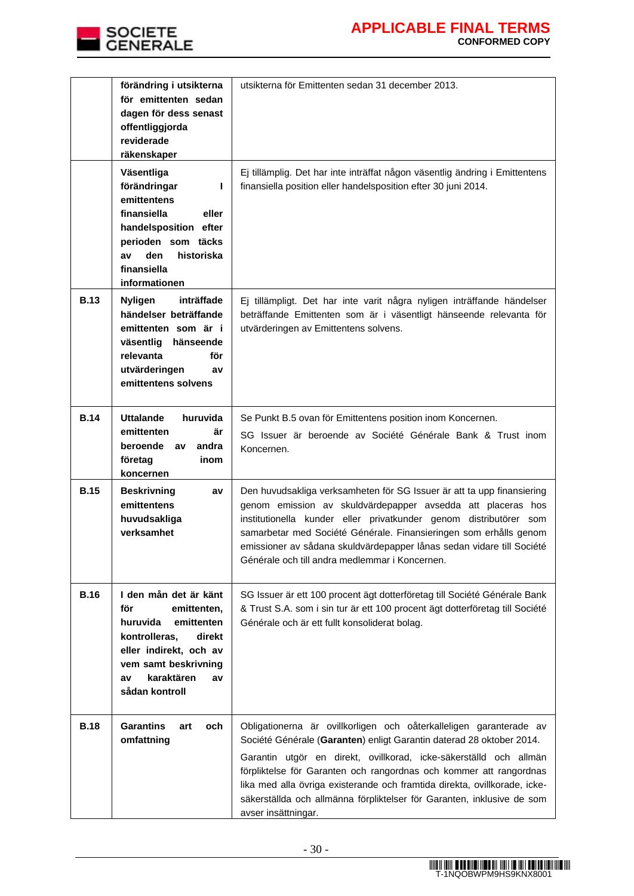| | | |
|---|---|---|
| | **förändring i utsikterna för emittenten sedan dagen för dess senast offentliggjorda reviderade räkenskaper** | utsikterna för Emittenten sedan 31 december 2013. |
| | **Väsentliga förändringar I emittentens finansiella eller handelsposition efter perioden som täcks av den historiska finansiella informationen** | Ej tillämplig. Det har inte inträffat någon väsentlig ändring i Emittentens finansiella position eller handelsposition efter 30 juni 2014. |
| **B.13** | **Nyligen inträffade händelser beträffande emittenten som är i väsentlig hänseende relevanta för utvärderingen av emittentens solvens** | Ej tillämpligt. Det har inte varit några nyligen inträffande händelser beträffande Emittenten som är i väsentligt hänseende relevanta för utvärderingen av Emittentens solvens. |
| **B.14** | **Uttalande huruvida emittenten är beroende av andra företag inom koncernen** | Se Punkt B.5 ovan för Emittentens position inom Koncernen.<br>SG Issuer är beroende av Société Générale Bank & Trust inom Koncernen. |
| **B.15** | **Beskrivning av emittentens huvudsakliga verksamhet** | Den huvudsakliga verksamheten för SG Issuer är att ta upp finansiering genom emission av skuldvärdepapper avsedda att placeras hos institutionella kunder eller privatkunder genom distributörer som samarbetar med Société Générale. Finansieringen som erhålls genom emissioner av sådana skuldvärdepapper lånas sedan vidare till Société Générale och till andra medlemmar i Koncernen. |
| **B.16** | **I den mån det är känt för emittenten, huruvida emittenten kontrolleras, direkt eller indirekt, och av vem samt beskrivning av karaktären av sådan kontroll** | SG Issuer är ett 100 procent ägt dotterföretag till Société Générale Bank & Trust S.A. som i sin tur är ett 100 procent ägt dotterföretag till Société Générale och är ett fullt konsoliderat bolag. |
| **B.18** | **Garantins art och omfattning** | Obligationerna är ovillkorligen och oåterkalleligen garanterade av Société Générale (**Garanten**) enligt Garantin daterad 28 oktober 2014.<br>Garantin utgör en direkt, ovillkorad, icke-säkerställd och allmän förpliktelse för Garanten och rangordnas och kommer att rangordnas lika med alla övriga existerande och framtida direkta, ovillkorade, icke-säkerställda och allmänna förpliktelser för Garanten, inklusive de som avser insättningar. |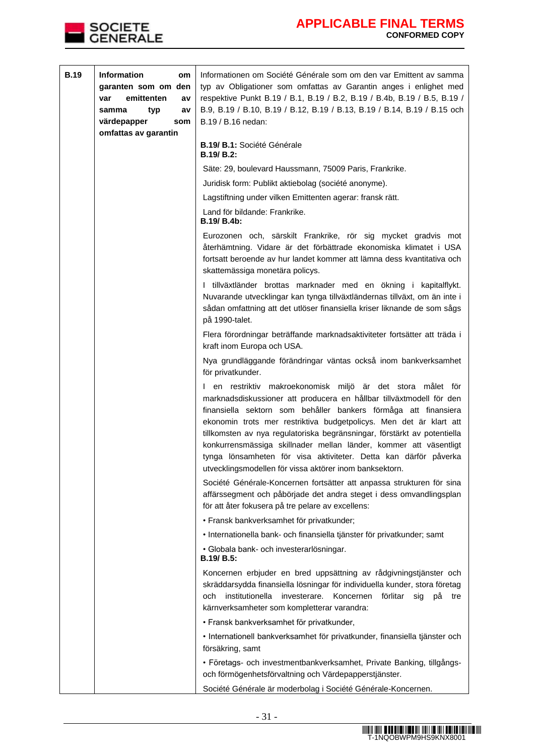| B.19 | Information om garanten som om den var emittenten av samma typ av värdepapper som omfattas av garantin | Informationen om Société Générale som om den var Emittent av samma typ av Obligationer som omfattas av Garantin anges i enlighet med respektive Punkt B.19 / B.1, B.19 / B.2, B.19 / B.4b, B.19 / B.5, B.19 / B.9, B.19 / B.10, B.19 / B.12, B.19 / B.13, B.19 / B.14, B.19 / B.15 och B.19 / B.16 nedan:<br><br>**B.19/ B.1:** Société Générale<br>**B.19/ B.2:**<br><br>Säte: 29, boulevard Haussmann, 75009 Paris, Frankrike.<br><br>Juridisk form: Publikt aktiebolag (société anonyme).<br><br>Lagstiftning under vilken Emittenten agerar: fransk rätt.<br><br>Land för bildande: Frankrike.<br>**B.19/ B.4b:**<br><br>Eurozonen och, särskilt Frankrike, rör sig mycket gradvis mot återhämtning. Vidare är det förbättrade ekonomiska klimatet i USA fortsatt beroende av hur landet kommer att lämna dess kvantitativa och skattemässiga monetära policys.<br><br>I tillväxtländer brottas marknader med en ökning i kapitalflykt. Nuvarande utvecklingar kan tynga tillväxtländernas tillväxt, om än inte i sådan omfattning att det utlöser finansiella kriser liknande de som sågs på 1990-talet.<br><br>Flera förordningar beträffande marknadsaktiviteter fortsätter att träda i kraft inom Europa och USA.<br><br>Nya grundläggande förändringar väntas också inom bankverksamhet för privatkunder.<br><br>I en restriktiv makroekonomisk miljö är det stora målet för marknadsdiskussioner att producera en hållbar tillväxtmodell för den finansiella sektorn som behåller bankers förmåga att finansiera ekonomin trots mer restriktiva budgetpolicys. Men det är klart att tillkomsten av nya regulatoriska begränsningar, förstärkt av potentiella konkurrensmässiga skillnader mellan länder, kommer att väsentligt tynga lönsamheten för visa aktiviteter. Detta kan därför påverka utvecklingsmodellen för vissa aktörer inom banksektorn.<br><br>Société Générale-Koncernen fortsätter att anpassa strukturen för sina affärssegment och påbörjade det andra steget i dess omvandlingsplan för att åter fokusera på tre pelare av excellens:<br><br>• Fransk bankverksamhet för privatkunder;<br><br>• Internationella bank- och finansiella tjänster för privatkunder; samt<br><br>• Globala bank- och investerarlösningar.<br>**B.19/ B.5:**<br><br>Koncernen erbjuder en bred uppsättning av rådgivningstjänster och skräddarsydda finansiella lösningar för individuella kunder, stora företag och institutionella investerare. Koncernen förlitar sig på tre kärnverksamheter som kompletterar varandra:<br><br>• Fransk bankverksamhet för privatkunder,<br><br>• Internationell bankverksamhet för privatkunder, finansiella tjänster och försäkring, samt<br><br>• Företags- och investmentbankverksamhet, Private Banking, tillgångs- och förmögenhetsförvaltning och Värdepapperstjänster.<br><br>Société Générale är moderbolag i Société Générale-Koncernen. |
|---|---|---|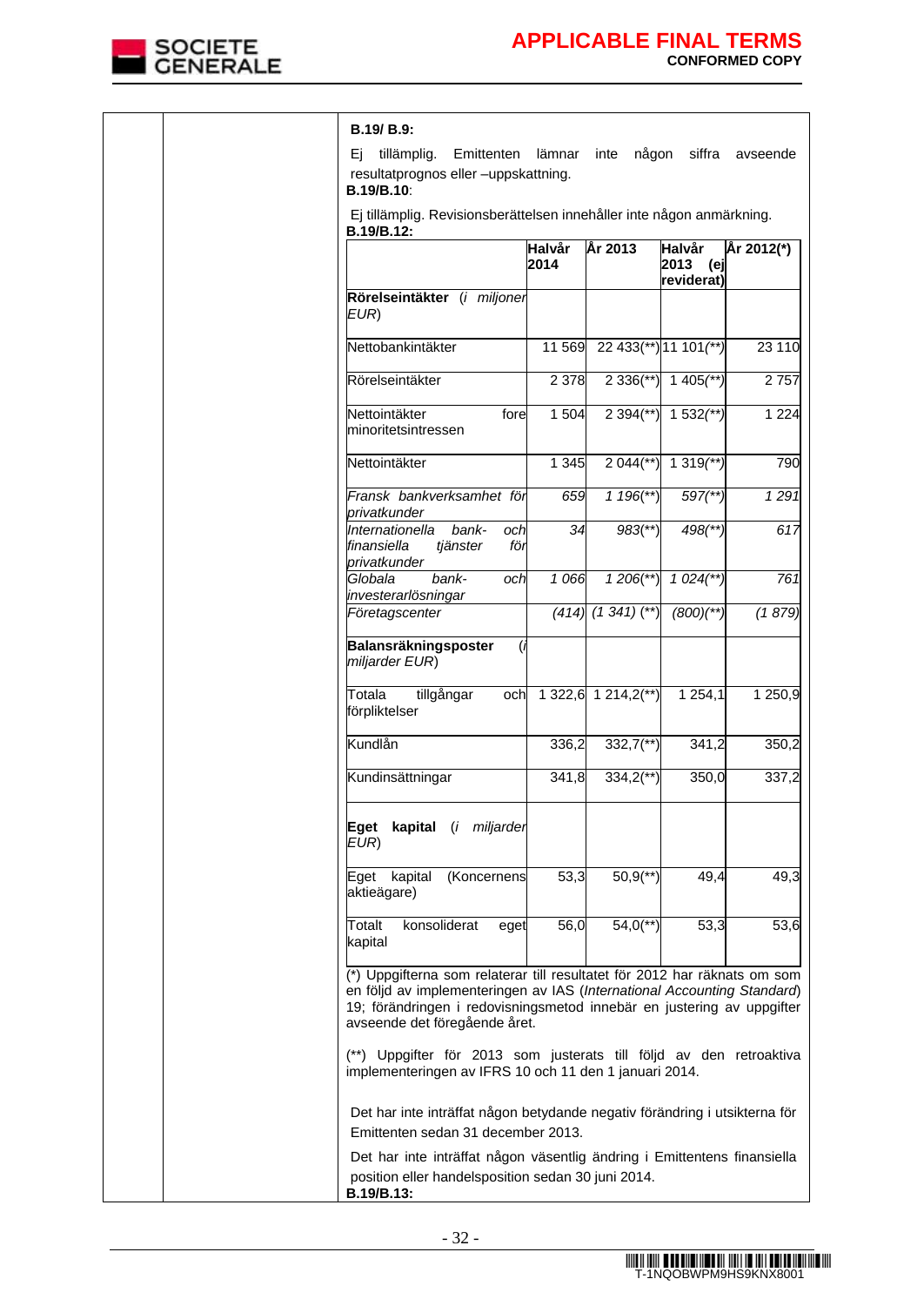**B.19/ B.9:**

Ej tillämplig. Emittenten lämnar inte någon siffra avseende resultatprognos eller –uppskattning.

**B.19/B.10**:

Ej tillämplig. Revisionsberättelsen innehåller inte någon anmärkning.

**B.19/B.12:**

| | **Halvår 2014** | **År 2013** | **Halvår 2013 (ej reviderat)** | **År 2012(*)** |
|---|---|---|---|---|
| **Rörelseintäkter** (*i miljoner EUR*) | | | | |
| Nettobankintäkter | 11 569 | 22 433(**) | 11 101(**) | 23 110 |
| Rörelseintäkter | 2 378 | 2 336(**) | 1 405(**) | 2 757 |
| Nettointäkter före minoritetsintressen | 1 504 | 2 394(**) | 1 532(**) | 1 224 |
| Nettointäkter | 1 345 | 2 044(**) | 1 319(**) | 790 |
| *Fransk bankverksamhet för privatkunder* | *659* | *1 196(**)* | *597(**)* | *1 291* |
| *Internationella bank- och finansiella tjänster för privatkunder* | *34* | *983(**)* | *498(**)* | *617* |
| *Globala bank- och investerarlösningar* | *1 066* | *1 206(**)* | *1 024(**)* | *761* |
| *Företagscenter* | *(414)* | *(1 341) (**)* | *(800)(**)* | *(1 879)* |
| **Balansräkningsposter** (*i miljarder EUR*) | | | | |
| Totala tillgångar och förpliktelser | 1 322,6 | 1 214,2(**) | 1 254,1 | 1 250,9 |
| Kundlån | 336,2 | 332,7(**) | 341,2 | 350,2 |
| Kundinsättningar | 341,8 | 334,2(**) | 350,0 | 337,2 |
| **Eget kapital** (*i miljarder EUR*) | | | | |
| Eget kapital (Koncernens aktieägare) | 53,3 | 50,9(**) | 49,4 | 49,3 |
| Totalt konsoliderat eget kapital | 56,0 | 54,0(**) | 53,3 | 53,6 |

(*) Uppgifterna som relaterar till resultatet för 2012 har räknats om som en följd av implementeringen av IAS (*International Accounting Standard*) 19; förändringen i redovisningsmetod innebär en justering av uppgifter avseende det föregående året.

(**) Uppgifter för 2013 som justerats till följd av den retroaktiva implementeringen av IFRS 10 och 11 den 1 januari 2014.

Det har inte inträffat någon betydande negativ förändring i utsikterna för Emittenten sedan 31 december 2013.

Det har inte inträffat någon väsentlig ändring i Emittentens finansiella position eller handelsposition sedan 30 juni 2014.

**B.19/B.13:**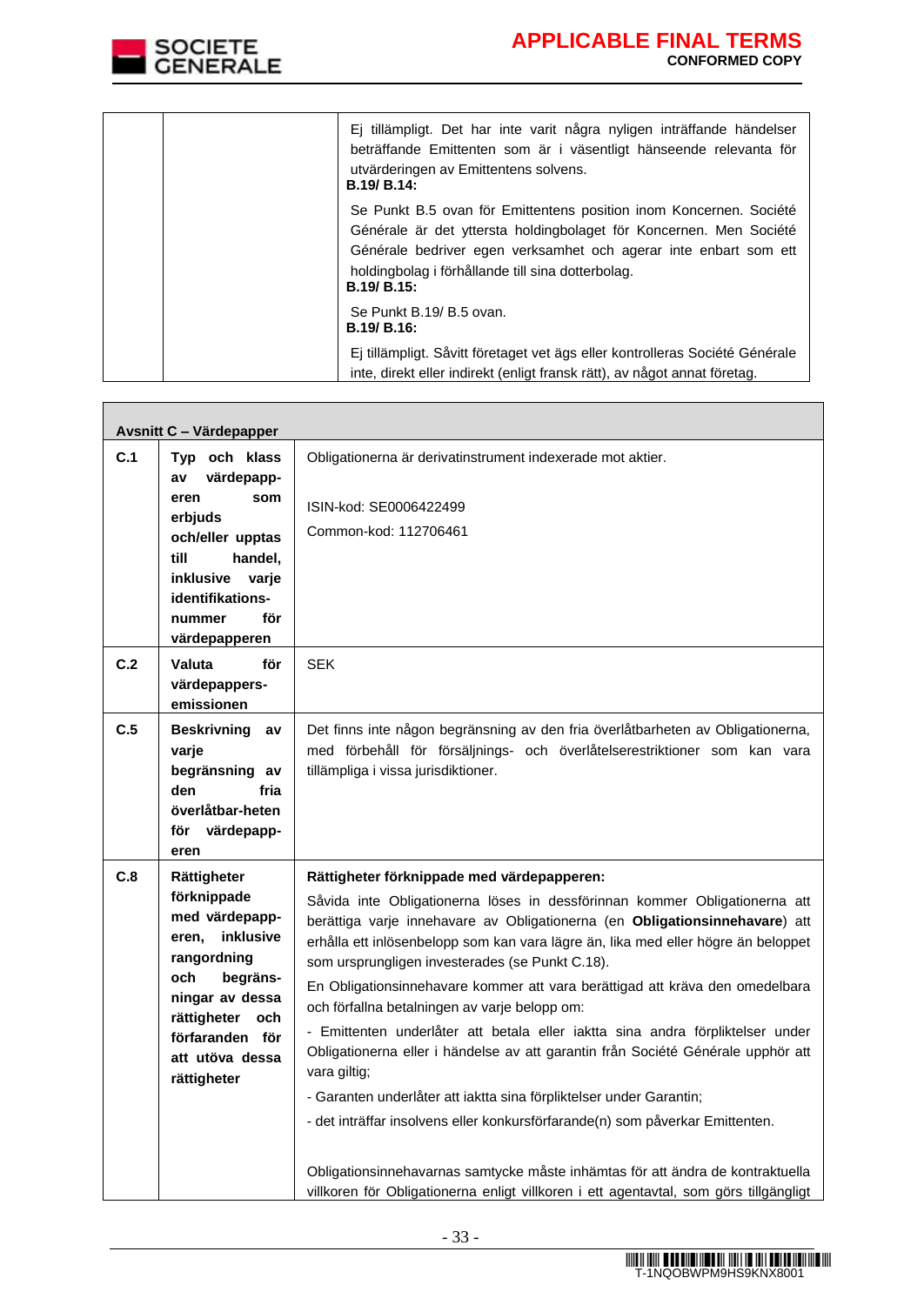| | | Ej tillämpligt. Det har inte varit några nyligen inträffande händelser beträffande Emittenten som är i väsentligt hänseende relevanta för utvärderingen av Emittentens solvens.<br>**B.19/ B.14:**<br>Se Punkt B.5 ovan för Emittentens position inom Koncernen. Société Générale är det yttersta holdingbolaget för Koncernen. Men Société Générale bedriver egen verksamhet och agerar inte enbart som ett holdingbolag i förhållande till sina dotterbolag.<br>**B.19/ B.15:**<br>Se Punkt B.19/ B.5 ovan.<br>**B.19/ B.16:**<br>Ej tillämpligt. Såvitt företaget vet ägs eller kontrolleras Société Générale inte, direkt eller indirekt (enligt fransk rätt), av något annat företag. |
|---|---|---|

| **Avsnitt C – Värdepapper** | | |
|---|---|---|
| **C.1** | **Typ och klass av värdepapperen som erbjuds och/eller upptas till handel, inklusive varje identifikationsnummer för värdepapperen** | Obligationerna är derivatinstrument indexerade mot aktier.<br><br>ISIN-kod: SE0006422499<br>Common-kod: 112706461 |
| **C.2** | **Valuta för värdepappersemissionen** | SEK |
| **C.5** | **Beskrivning av varje begränsning av den fria överlåtbarheten för värdepapperen** | Det finns inte någon begränsning av den fria överlåtbarheten av Obligationerna, med förbehåll för försäljnings- och överlåtelserestriktioner som kan vara tillämpliga i vissa jurisdiktioner. |
| **C.8** | **Rättigheter förknippade med värdepapperen, inklusive rangordning och begränsningar av dessa rättigheter och förfaranden för att utöva dessa rättigheter** | **Rättigheter förknippade med värdepapperen:**<br>Såvida inte Obligationerna löses in dessförinnan kommer Obligationerna att berättiga varje innehavare av Obligationerna (en **Obligationsinnehavare**) att erhålla ett inlösenbelopp som kan vara lägre än, lika med eller högre än beloppet som ursprungligen investerades (se Punkt C.18).<br>En Obligationsinnehavare kommer att vara berättigad att kräva den omedelbara och förfallna betalningen av varje belopp om:<br>- Emittenten underlåter att betala eller iaktta sina andra förpliktelser under Obligationerna eller i händelse av att garantin från Société Générale upphör att vara giltig;<br>- Garanten underlåter att iaktta sina förpliktelser under Garantin;<br>- det inträffar insolvens eller konkursförfarande(n) som påverkar Emittenten.<br><br>Obligationsinnehavarnas samtycke måste inhämtas för att ändra de kontraktuella villkoren för Obligationerna enligt villkoren i ett agentavtal, som görs tillgängligt |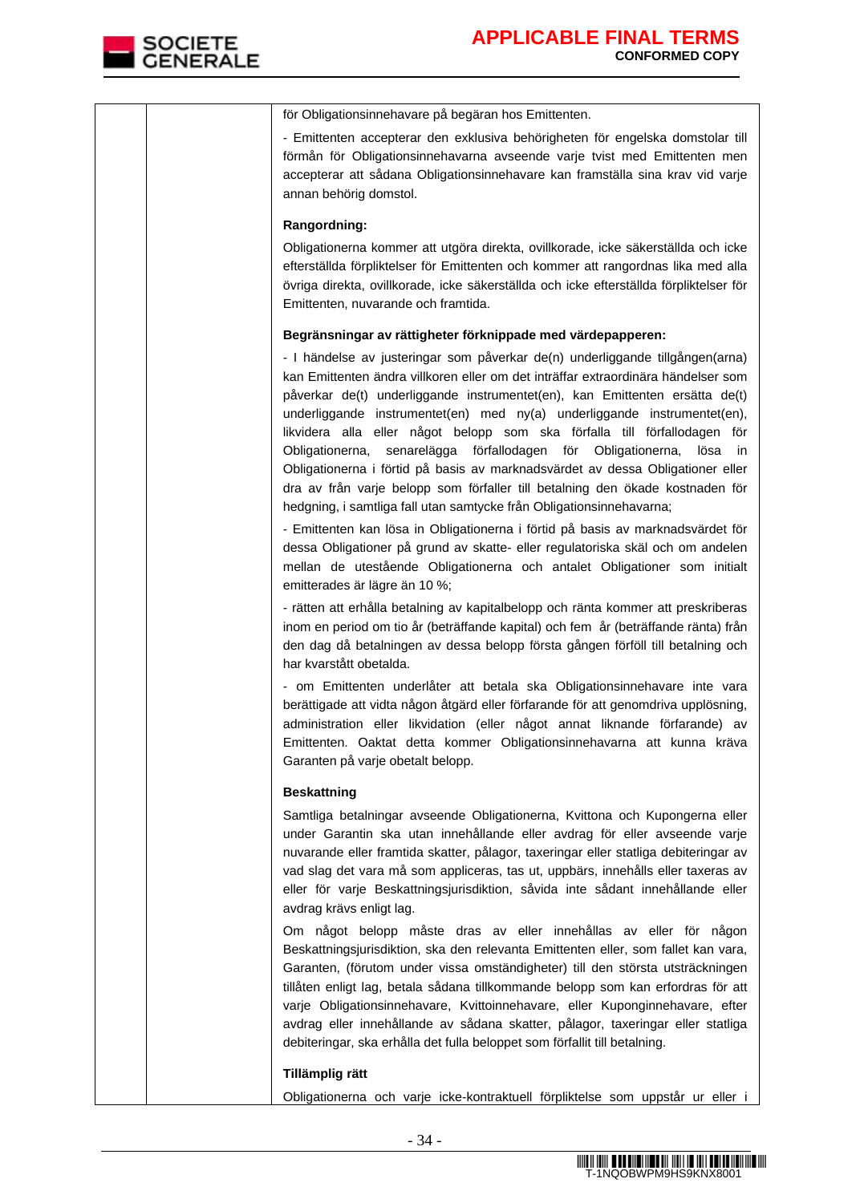| | | för Obligationsinnehavare på begäran hos Emittenten.<br><br>- Emittenten accepterar den exklusiva behörigheten för engelska domstolar till förmån för Obligationsinnehavarna avseende varje tvist med Emittenten men accepterar att sådana Obligationsinnehavare kan framställa sina krav vid varje annan behörig domstol.<br><br>**Rangordning:**<br><br>Obligationerna kommer att utgöra direkta, ovillkorade, icke säkerställda och icke efterställda förpliktelser för Emittenten och kommer att rangordnas lika med alla övriga direkta, ovillkorade, icke säkerställda och icke efterställda förpliktelser för Emittenten, nuvarande och framtida.<br><br>**Begränsningar av rättigheter förknippade med värdepapperen:**<br><br>- I händelse av justeringar som påverkar de(n) underliggande tillgången(arna) kan Emittenten ändra villkoren eller om det inträffar extraordinära händelser som påverkar de(t) underliggande instrumentet(en), kan Emittenten ersätta de(t) underliggande instrumentet(en) med ny(a) underliggande instrumentet(en), likvidera alla eller något belopp som ska förfalla till förfallodagen för Obligationerna, senarelägga förfallodagen för Obligationerna, lösa in Obligationerna i förtid på basis av marknadsvärdet av dessa Obligationer eller dra av från varje belopp som förfaller till betalning den ökade kostnaden för hedgning, i samtliga fall utan samtycke från Obligationsinnehavarna;<br><br>- Emittenten kan lösa in Obligationerna i förtid på basis av marknadsvärdet för dessa Obligationer på grund av skatte- eller regulatoriska skäl och om andelen mellan de utestående Obligationerna och antalet Obligationer som initialt emitterades är lägre än 10 %;<br><br>- rätten att erhålla betalning av kapitalbelopp och ränta kommer att preskriberas inom en period om tio år (beträffande kapital) och fem år (beträffande ränta) från den dag då betalningen av dessa belopp första gången förföll till betalning och har kvarstått obetalda.<br><br>- om Emittenten underlåter att betala ska Obligationsinnehavare inte vara berättigade att vidta någon åtgärd eller förfarande för att genomdriva upplösning, administration eller likvidation (eller något annat liknande förfarande) av Emittenten. Oaktat detta kommer Obligationsinnehavarna att kunna kräva Garanten på varje obetalt belopp.<br><br>**Beskattning**<br><br>Samtliga betalningar avseende Obligationerna, Kvittona och Kupongerna eller under Garantin ska utan innehållande eller avdrag för eller avseende varje nuvarande eller framtida skatter, pålagor, taxeringar eller statliga debiteringar av vad slag det vara må som appliceras, tas ut, uppbärs, innehålls eller taxeras av eller för varje Beskattningsjurisdiktion, såvida inte sådant innehållande eller avdrag krävs enligt lag.<br><br>Om något belopp måste dras av eller innehållas av eller för någon Beskattningsjurisdiktion, ska den relevanta Emittenten eller, som fallet kan vara, Garanten, (förutom under vissa omständigheter) till den största utsträckningen tillåten enligt lag, betala sådana tillkommande belopp som kan erfordras för att varje Obligationsinnehavare, Kvittoinnehavare, eller Kuponginnehavare, efter avdrag eller innehållande av sådana skatter, pålagor, taxeringar eller statliga debiteringar, ska erhålla det fulla beloppet som förfallit till betalning.<br><br>**Tillämplig rätt**<br><br>Obligationerna och varje icke-kontraktuell förpliktelse som uppstår ur eller i |
|---|---|---|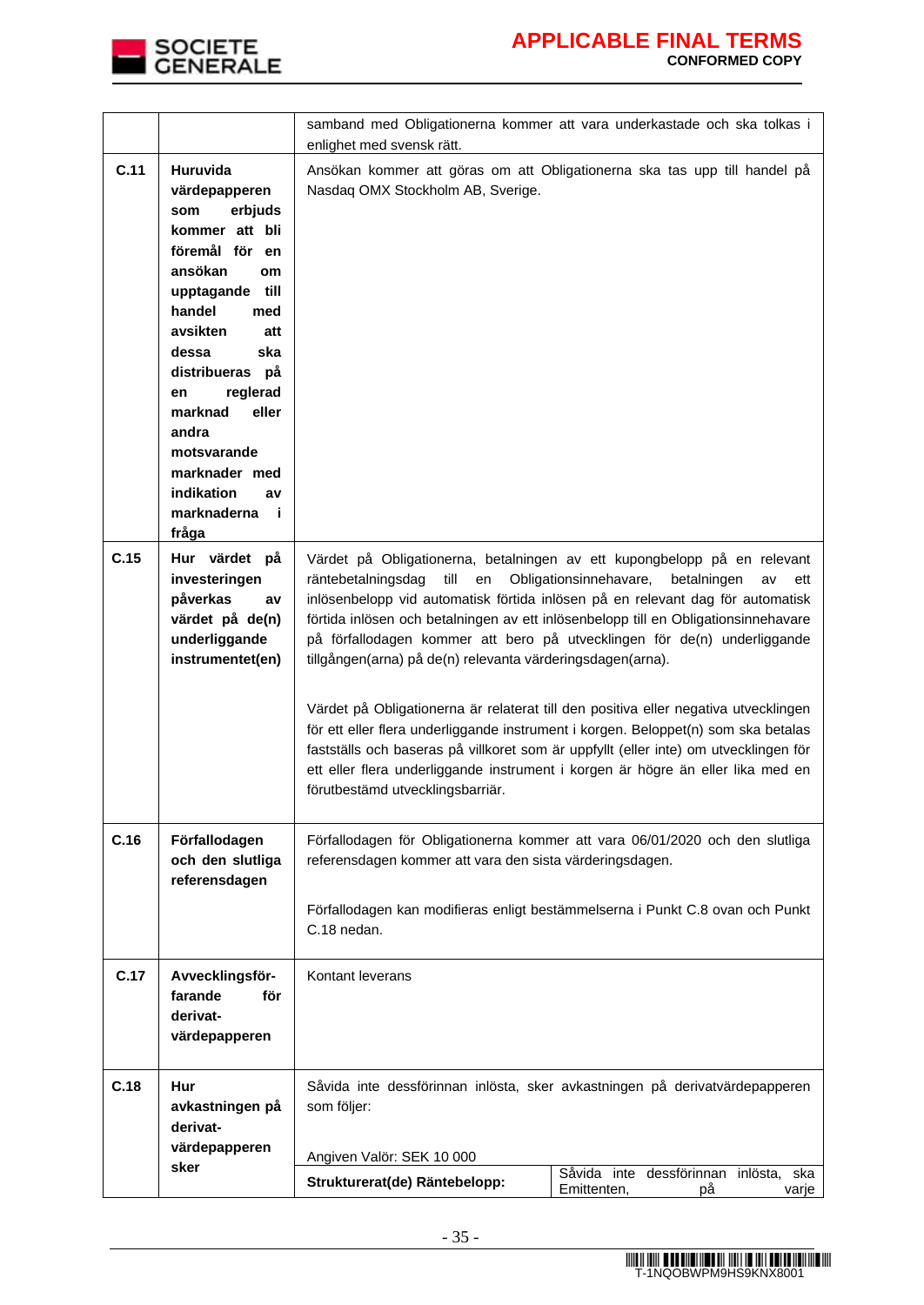| | | |
|---|---|---|
| | | samband med Obligationerna kommer att vara underkastade och ska tolkas i enlighet med svensk rätt. |
| **C.11** | **Huruvida värdepapperen som erbjuds kommer att bli föremål för en ansökan om upptagande till handel med avsikten att dessa ska distribueras på en reglerad marknad eller andra motsvarande marknader med indikation av marknaderna i fråga** | Ansökan kommer att göras om att Obligationerna ska tas upp till handel på Nasdaq OMX Stockholm AB, Sverige. |
| **C.15** | **Hur värdet på investeringen påverkas av värdet på de(n) underliggande instrumentet(en)** | Värdet på Obligationerna, betalningen av ett kupongbelopp på en relevant räntebetalningsdag till en Obligationsinnehavare, betalningen av ett inlösenbelopp vid automatisk förtida inlösen på en relevant dag för automatisk förtida inlösen och betalningen av ett inlösenbelopp till en Obligationsinnehavare på förfallodagen kommer att bero på utvecklingen för de(n) underliggande tillgången(arna) på de(n) relevanta värderingsdagen(arna).<br><br>Värdet på Obligationerna är relaterat till den positiva eller negativa utvecklingen för ett eller flera underliggande instrument i korgen. Beloppet(n) som ska betalas fastställs och baseras på villkoret som är uppfyllt (eller inte) om utvecklingen för ett eller flera underliggande instrument i korgen är högre än eller lika med en förutbestämd utvecklingsbarriär. |
| **C.16** | **Förfallodagen och den slutliga referensdagen** | Förfallodagen för Obligationerna kommer att vara 06/01/2020 och den slutliga referensdagen kommer att vara den sista värderingsdagen.<br><br>Förfallodagen kan modifieras enligt bestämmelserna i Punkt C.8 ovan och Punkt C.18 nedan. |
| **C.17** | **Avvecklingsförfarande för derivat-värdepapperen** | Kontant leverans |
| **C.18** | **Hur avkastningen på derivat-värdepapperen sker** | Såvida inte dessförinnan inlösta, sker avkastningen på derivatvärdepapperen som följer:<br><br>Angiven Valör: SEK 10 000<br><br>**Strukturerat(de) Räntebelopp:** Såvida inte dessförinnan inlösta, ska Emittenten, på varje |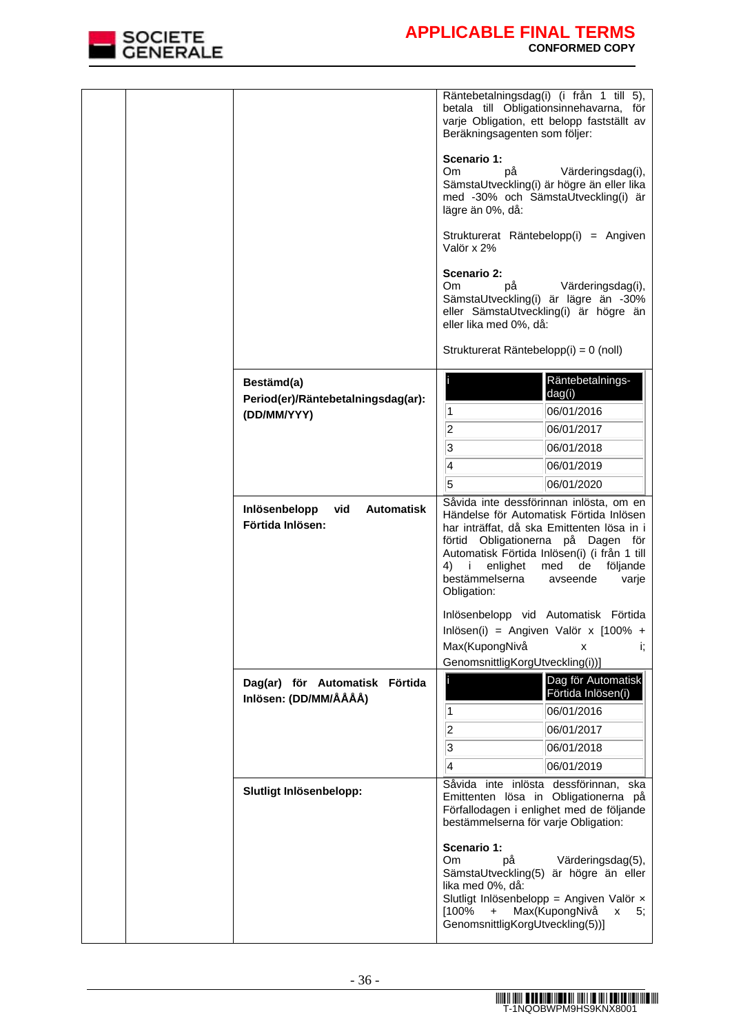| | | | |
|---|---|---|---|
| | | | Räntebetalningsdag(i) (i från 1 till 5), betala till Obligationsinnehavarna, för varje Obligation, ett belopp fastställt av Beräkningsagenten som följer:<br><br>**Scenario 1:**<br>Om på Värderingsdag(i), SämstaUtveckling(i) är högre än eller lika med -30% och SämstaUtveckling(i) är lägre än 0%, då:<br><br>Strukturerat Räntebelopp(i) = Angiven Valör x 2%<br><br>**Scenario 2:**<br>Om på Värderingsdag(i), SämstaUtveckling(i) är lägre än -30% eller SämstaUtveckling(i) är högre än eller lika med 0%, då:<br><br>Strukturerat Räntebelopp(i) = 0 (noll) |
| | | **Bestämd(a) Period(er)/Räntebetalningsdag(ar): (DD/MM/YYY)** | i \| Räntebetalnings-dag(i)<br>1 \| 06/01/2016<br>2 \| 06/01/2017<br>3 \| 06/01/2018<br>4 \| 06/01/2019<br>5 \| 06/01/2020 |
| | | **Inlösenbelopp vid Automatisk Förtida Inlösen:** | Såvida inte dessförinnan inlösta, om en Händelse för Automatisk Förtida Inlösen har inträffat, då ska Emittenten lösa in i förtid Obligationerna på Dagen för Automatisk Förtida Inlösen(i) (i från 1 till 4) i enlighet med de följande bestämmelserna avseende varje Obligation:<br><br>Inlösenbelopp vid Automatisk Förtida Inlösen(i) = Angiven Valör x [100% + Max(KupongNivå x i; GenomsnittligKorgUtveckling(i))] |
| | | **Dag(ar) för Automatisk Förtida Inlösen: (DD/MM/ÅÅÅÅ)** | i \| Dag för Automatisk Förtida Inlösen(i)<br>1 \| 06/01/2016<br>2 \| 06/01/2017<br>3 \| 06/01/2018<br>4 \| 06/01/2019 |
| | | **Slutligt Inlösenbelopp:** | Såvida inte inlösta dessförinnan, ska Emittenten lösa in Obligationerna på Förfallodagen i enlighet med de följande bestämmelserna för varje Obligation:<br><br>**Scenario 1:**<br>Om på Värderingsdag(5), SämstaUtveckling(5) är högre än eller lika med 0%, då:<br>Slutligt Inlösenbelopp = Angiven Valör × [100% + Max(KupongNivå x 5; GenomsnittligKorgUtveckling(5))] |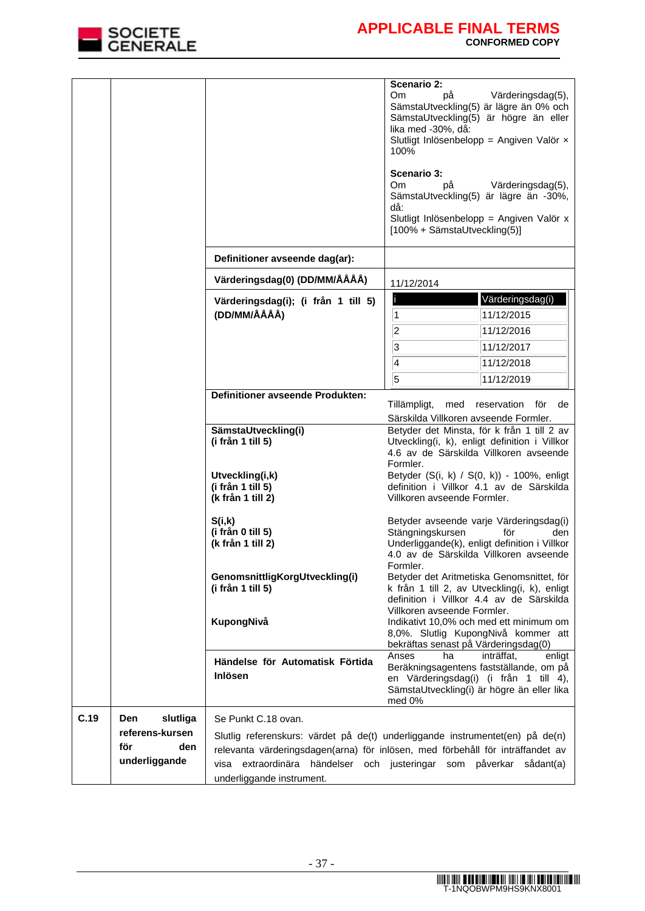| | | | |
|---|---|---|---|
| | | | **Scenario 2:**<br>Om på Värderingsdag(5), SämstaUtveckling(5) är lägre än 0% och SämstaUtveckling(5) är högre än eller lika med -30%, då:<br>Slutligt Inlösenbelopp = Angiven Valör × 100%<br><br>**Scenario 3:**<br>Om på Värderingsdag(5), SämstaUtveckling(5) är lägre än -30%, då:<br>Slutligt Inlösenbelopp = Angiven Valör x [100% + SämstaUtveckling(5)] |
| | | **Definitioner avseende dag(ar):** | |
| | | **Värderingsdag(0) (DD/MM/ÅÅÅÅ)** | 11/12/2014 |
| | | **Värderingsdag(i); (i från 1 till 5) (DD/MM/ÅÅÅÅ)** | i — Värderingsdag(i)<br>1 — 11/12/2015<br>2 — 11/12/2016<br>3 — 11/12/2017<br>4 — 11/12/2018<br>5 — 11/12/2019 |
| | | **Definitioner avseende Produkten:** | Tillämpligt, med reservation för de Särskilda Villkoren avseende Formler. |
| | | **SämstaUtveckling(i)**<br>**(i från 1 till 5)** | Betyder det Minsta, för k från 1 till 2 av Utveckling(i, k), enligt definition i Villkor 4.6 av de Särskilda Villkoren avseende Formler. |
| | | **Utveckling(i,k)**<br>**(i från 1 till 5)**<br>**(k från 1 till 2)** | Betyder (S(i, k) / S(0, k)) - 100%, enligt definition i Villkor 4.1 av de Särskilda Villkoren avseende Formler. |
| | | **S(i,k)**<br>**(i från 0 till 5)**<br>**(k från 1 till 2)** | Betyder avseende varje Värderingsdag(i) Stängningskursen för den Underliggande(k), enligt definition i Villkor 4.0 av de Särskilda Villkoren avseende Formler. |
| | | **GenomsnittligKorgUtveckling(i)**<br>**(i från 1 till 5)** | Betyder det Aritmetiska Genomsnittet, för k från 1 till 2, av Utveckling(i, k), enligt definition i Villkor 4.4 av de Särskilda Villkoren avseende Formler. |
| | | **KupongNivå** | Indikativt 10,0% och med ett minimum om 8,0%. Slutlig KupongNivå kommer att bekräftas senast på Värderingsdag(0) |
| | | **Händelse för Automatisk Förtida Inlösen** | Anses ha inträffat, enligt Beräkningsagentens fastställande, om på en Värderingsdag(i) (i från 1 till 4), SämstaUtveckling(i) är högre än eller lika med 0% |
| **C.19** | **Den slutliga referens-kursen för den underliggande** | Se Punkt C.18 ovan.<br><br>Slutlig referenskurs: värdet på de(t) underliggande instrumentet(en) på de(n) relevanta värderingsdagen(arna) för inlösen, med förbehåll för inträffandet av visa extraordinära händelser och justeringar som påverkar sådant(a) underliggande instrument. | |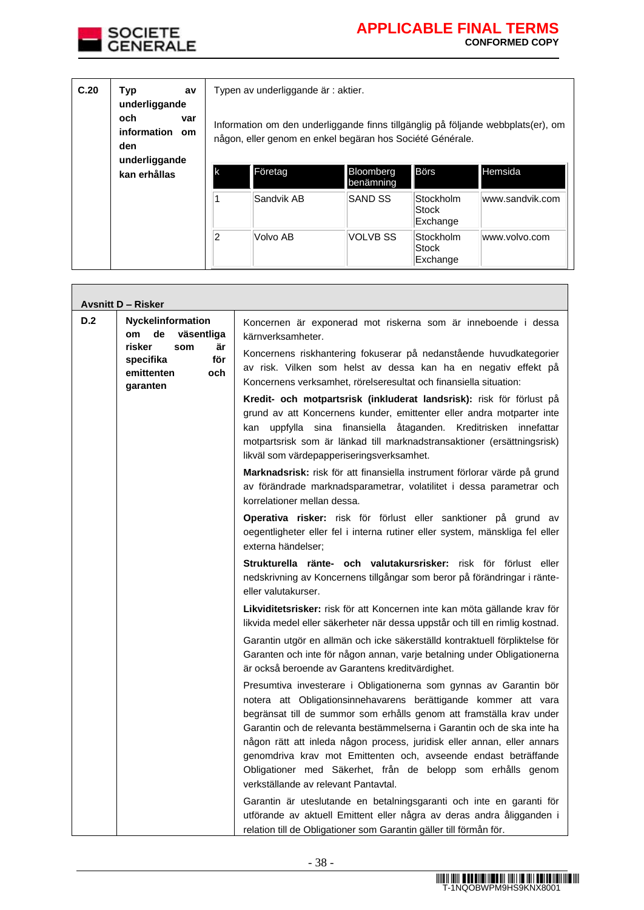| | | |
|---|---|---|
| **C.20** | **Typ av underliggande och var information om den underliggande kan erhållas** | Typen av underliggande är : aktier.<br><br>Information om den underliggande finns tillgänglig på följande webbplats(er), om någon, eller genom en enkel begäran hos Société Générale.<br><br>\| k \| Företag \| Bloomberg benämning \| Börs \| Hemsida \|<br>\|---\|---\|---\|---\|---\|<br>\| 1 \| Sandvik AB \| SAND SS \| Stockholm Stock Exchange \| www.sandvik.com \|<br>\| 2 \| Volvo AB \| VOLVB SS \| Stockholm Stock Exchange \| www.volvo.com \| |

**Avsnitt D – Risker**

| | | |
|---|---|---|
| **D.2** | **Nyckelinformation om de väsentliga risker som är specifika för emittenten och garanten** | Koncernen är exponerad mot riskerna som är inneboende i dessa kärnverksamheter.<br><br>Koncernens riskhantering fokuserar på nedanstående huvudkategorier av risk. Vilken som helst av dessa kan ha en negativ effekt på Koncernens verksamhet, rörelseresultat och finansiella situation:<br><br>**Kredit- och motpartsrisk (inkluderat landsrisk):** risk för förlust på grund av att Koncernens kunder, emittenter eller andra motparter inte kan uppfylla sina finansiella åtaganden. Kreditrisken innefattar motpartsrisk som är länkad till marknadstransaktioner (ersättningsrisk) likväl som värdepapperiseringsverksamhet.<br><br>**Marknadsrisk:** risk för att finansiella instrument förlorar värde på grund av förändrade marknadsparametrar, volatilitet i dessa parametrar och korrelationer mellan dessa.<br><br>**Operativa risker:** risk för förlust eller sanktioner på grund av oegentligheter eller fel i interna rutiner eller system, mänskliga fel eller externa händelser;<br><br>**Strukturella ränte- och valutakursrisker:** risk för förlust eller nedskrivning av Koncernens tillgångar som beror på förändringar i ränte- eller valutakurser.<br><br>**Likviditetsrisker:** risk för att Koncernen inte kan möta gällande krav för likvida medel eller säkerheter när dessa uppstår och till en rimlig kostnad.<br><br>Garantin utgör en allmän och icke säkerställd kontraktuell förpliktelse för Garanten och inte för någon annan, varje betalning under Obligationerna är också beroende av Garantens kreditvärdighet.<br><br>Presumtiva investerare i Obligationerna som gynnas av Garantin bör notera att Obligationsinnehavarens berättigande kommer att vara begränsat till de summor som erhålls genom att framställa krav under Garantin och de relevanta bestämmelserna i Garantin och de ska inte ha någon rätt att inleda någon process, juridisk eller annan, eller annars genomdriva krav mot Emittenten och, avseende endast beträffande Obligationer med Säkerhet, från de belopp som erhålls genom verkställande av relevant Pantavtal.<br><br>Garantin är uteslutande en betalningsgaranti och inte en garanti för utförande av aktuell Emittent eller några av deras andra åligganden i relation till de Obligationer som Garantin gäller till förmån för. |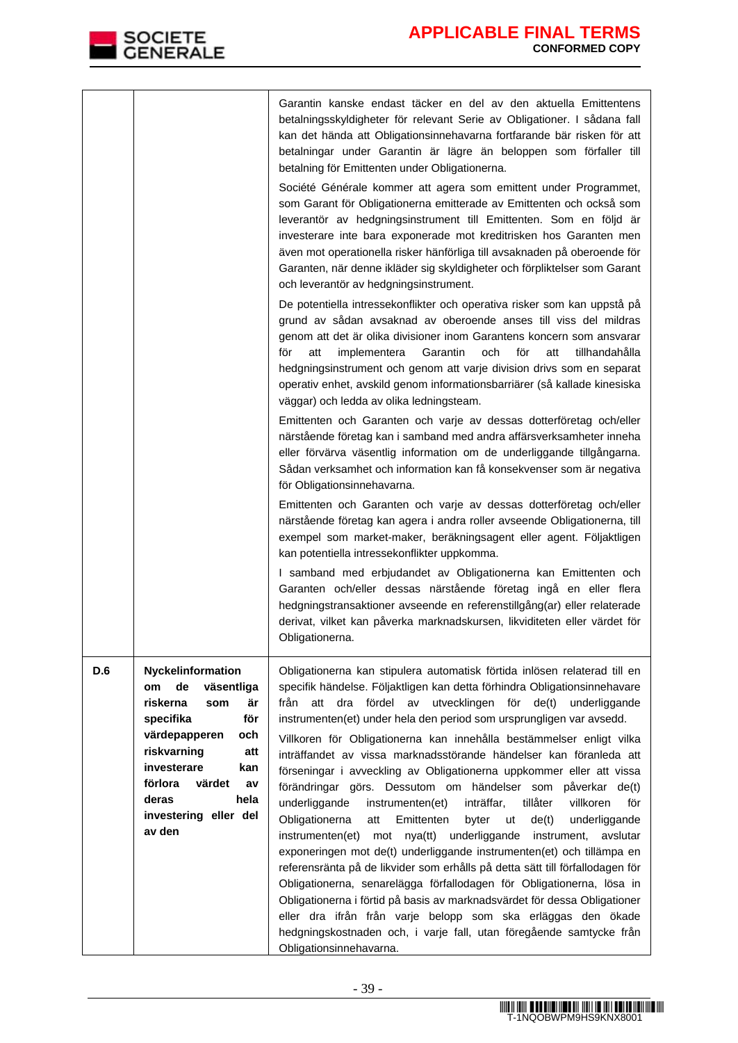| | | |
|---|---|---|
| | | Garantin kanske endast täcker en del av den aktuella Emittentens betalningsskyldigheter för relevant Serie av Obligationer. I sådana fall kan det hända att Obligationsinnehavarna fortfarande bär risken för att betalningar under Garantin är lägre än beloppen som förfaller till betalning för Emittenten under Obligationerna.<br><br>Société Générale kommer att agera som emittent under Programmet, som Garant för Obligationerna emitterade av Emittenten och också som leverantör av hedgningsinstrument till Emittenten. Som en följd är investerare inte bara exponerade mot kreditrisken hos Garanten men även mot operationella risker hänförliga till avsaknaden på oberoende för Garanten, när denne ikläder sig skyldigheter och förpliktelser som Garant och leverantör av hedgningsinstrument.<br><br>De potentiella intressekonflikter och operativa risker som kan uppstå på grund av sådan avsaknad av oberoende anses till viss del mildras genom att det är olika divisioner inom Garantens koncern som ansvarar för att implementera Garantin och för att tillhandahålla hedgningsinstrument och genom att varje division drivs som en separat operativ enhet, avskild genom informationsbarriärer (så kallade kinesiska väggar) och ledda av olika ledningsteam.<br><br>Emittenten och Garanten och varje av dessas dotterföretag och/eller närstående företag kan i samband med andra affärsverksamheter inneha eller förvärva väsentlig information om de underliggande tillgångarna. Sådan verksamhet och information kan få konsekvenser som är negativa för Obligationsinnehavarna.<br><br>Emittenten och Garanten och varje av dessas dotterföretag och/eller närstående företag kan agera i andra roller avseende Obligationerna, till exempel som market-maker, beräkningsagent eller agent. Följaktligen kan potentiella intressekonflikter uppkomma.<br><br>I samband med erbjudandet av Obligationerna kan Emittenten och Garanten och/eller dessas närstående företag ingå en eller flera hedgningstransaktioner avseende en referenstillgång(ar) eller relaterade derivat, vilket kan påverka marknadskursen, likviditeten eller värdet för Obligationerna. |
| **D.6** | **Nyckelinformation om de väsentliga riskerna som är specifika för värdepapperen och riskvarning att investerare kan förlora värdet av deras hela investering eller del av den** | Obligationerna kan stipulera automatisk förtida inlösen relaterad till en specifik händelse. Följaktligen kan detta förhindra Obligationsinnehavare från att dra fördel av utvecklingen för de(t) underliggande instrumenten(et) under hela den period som ursprungligen var avsedd.<br><br>Villkoren för Obligationerna kan innehålla bestämmelser enligt vilka inträffandet av vissa marknadsstörande händelser kan föranleda att förseningar i avveckling av Obligationerna uppkommer eller att vissa förändringar görs. Dessutom om händelser som påverkar de(t) underliggande instrumenten(et) inträffar, tillåter villkoren för Obligationerna att Emittenten byter ut de(t) underliggande instrumenten(et) mot nya(tt) underliggande instrument, avslutar exponeringen mot de(t) underliggande instrumenten(et) och tillämpa en referensränta på de likvider som erhålls på detta sätt till förfallodagen för Obligationerna, senarelägga förfallodagen för Obligationerna, lösa in Obligationerna i förtid på basis av marknadsvärdet för dessa Obligationer eller dra ifrån från varje belopp som ska erläggas den ökade hedgningskostnaden och, i varje fall, utan föregående samtycke från Obligationsinnehavarna. |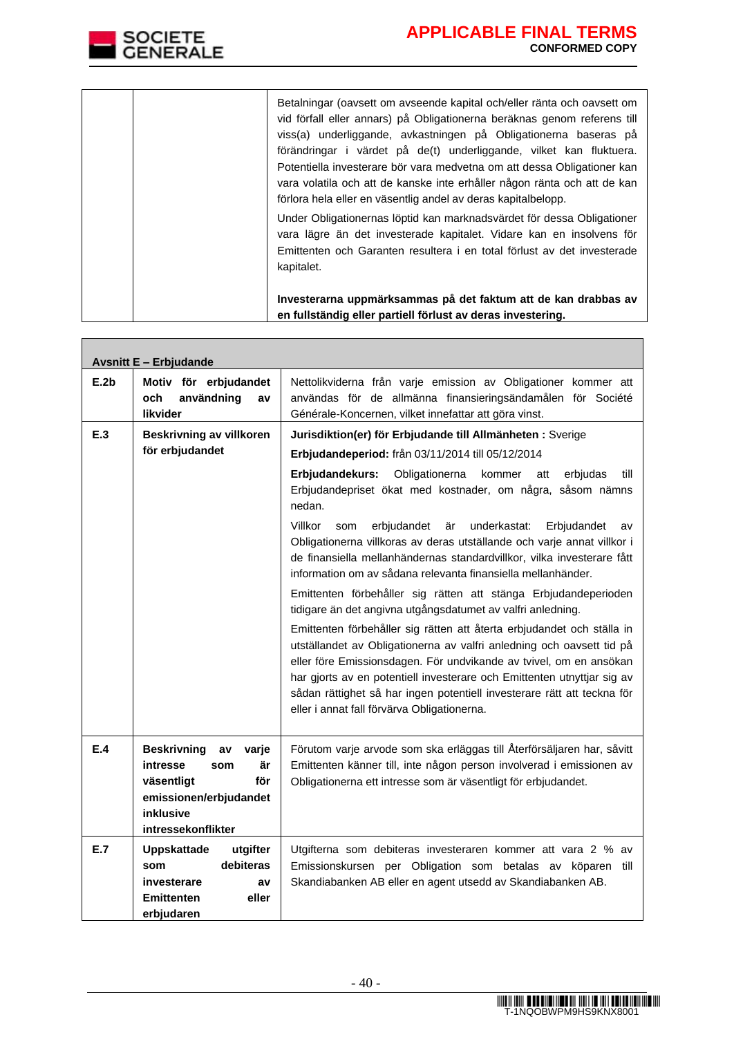| | | |
|---|---|---|
| | | Betalningar (oavsett om avseende kapital och/eller ränta och oavsett om vid förfall eller annars) på Obligationerna beräknas genom referens till viss(a) underliggande, avkastningen på Obligationerna baseras på förändringar i värdet på de(t) underliggande, vilket kan fluktuera. Potentiella investerare bör vara medvetna om att dessa Obligationer kan vara volatila och att de kanske inte erhåller någon ränta och att de kan förlora hela eller en väsentlig andel av deras kapitalbelopp.<br><br>Under Obligationernas löptid kan marknadsvärdet för dessa Obligationer vara lägre än det investerade kapitalet. Vidare kan en insolvens för Emittenten och Garanten resultera i en total förlust av det investerade kapitalet.<br><br>**Investerarna uppmärksammas på det faktum att de kan drabbas av en fullständig eller partiell förlust av deras investering.** |

| **Avsnitt E – Erbjudande** | | |
|---|---|---|
| **E.2b** | **Motiv för erbjudandet och användning av likvider** | Nettolikviderna från varje emission av Obligationer kommer att användas för de allmänna finansieringsändamålen för Société Générale-Koncernen, vilket innefattar att göra vinst. |
| **E.3** | **Beskrivning av villkoren för erbjudandet** | **Jurisdiktion(er) för Erbjudande till Allmänheten :** Sverige<br><br>**Erbjudandeperiod:** från 03/11/2014 till 05/12/2014<br><br>**Erbjudandekurs:** Obligationerna kommer att erbjudas till Erbjudandepriset ökat med kostnader, om några, såsom nämns nedan.<br><br>Villkor som erbjudandet är underkastat: Erbjudandet av Obligationerna villkoras av deras utställande och varje annat villkor i de finansiella mellanhändernas standardvillkor, vilka investerare fått information om av sådana relevanta finansiella mellanhänder.<br><br>Emittenten förbehåller sig rätten att stänga Erbjudandeperioden tidigare än det angivna utgångsdatumet av valfri anledning.<br><br>Emittenten förbehåller sig rätten att återta erbjudandet och ställa in utställandet av Obligationerna av valfri anledning och oavsett tid på eller före Emissionsdagen. För undvikande av tvivel, om en ansökan har gjorts av en potentiell investerare och Emittenten utnyttjar sig av sådan rättighet så har ingen potentiell investerare rätt att teckna för eller i annat fall förvärva Obligationerna. |
| **E.4** | **Beskrivning av varje intresse som är väsentligt för emissionen/erbjudandet inklusive intressekonflikter** | Förutom varje arvode som ska erläggas till Återförsäljaren har, såvitt Emittenten känner till, inte någon person involverad i emissionen av Obligationerna ett intresse som är väsentligt för erbjudandet. |
| **E.7** | **Uppskattade utgifter som debiteras investerare av Emittenten eller erbjudaren** | Utgifterna som debiteras investeraren kommer att vara 2 % av Emissionskursen per Obligation som betalas av köparen till Skandiabanken AB eller en agent utsedd av Skandiabanken AB. |